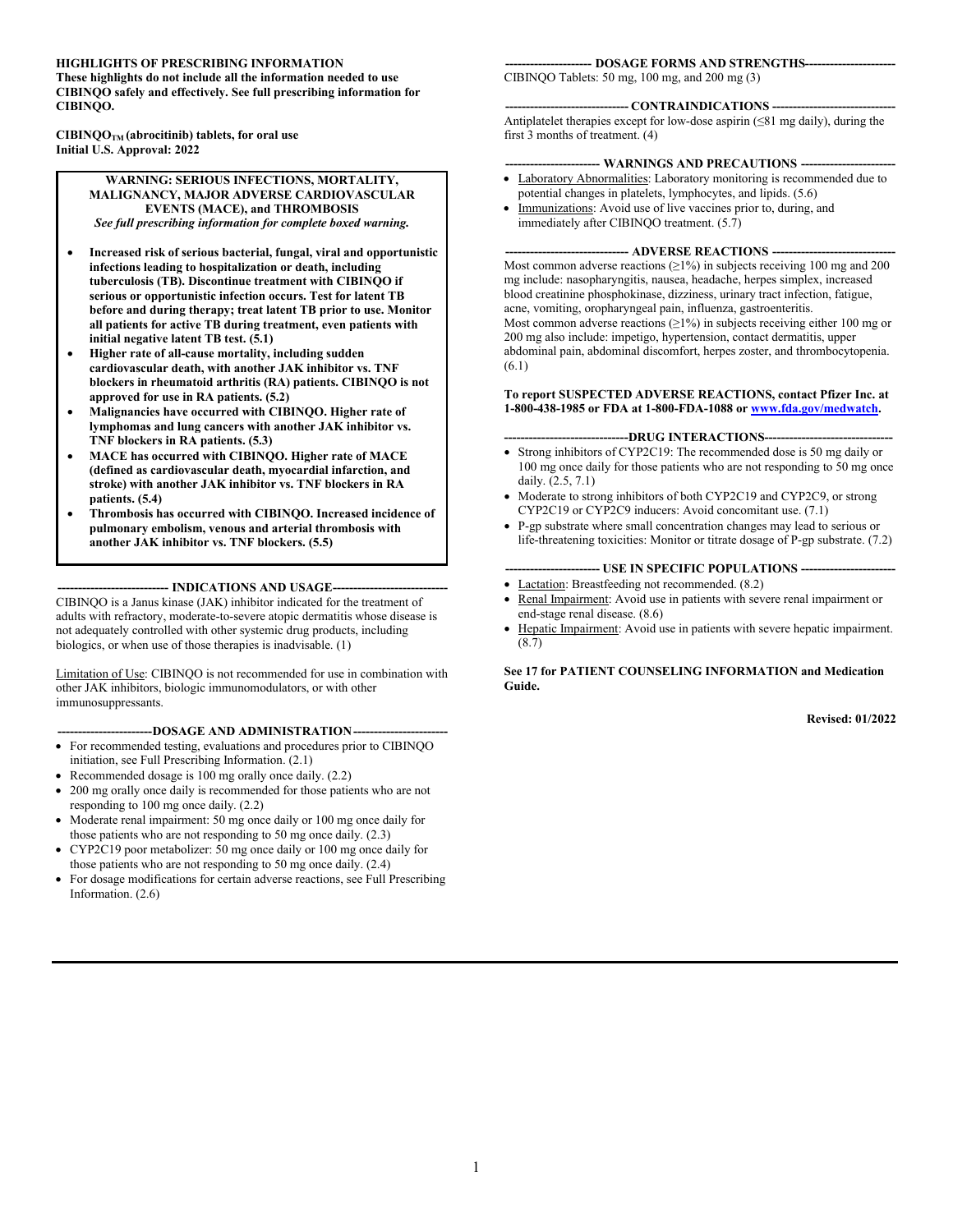**HIGHLIGHTS OF PRESCRIBING INFORMATION**
**These highlights do not include all the information needed to use CIBINQO safely and effectively. See full prescribing information for CIBINQO.**

**CIBINQO[TM] (abrocitinib) tablets, for oral use**
**Initial U.S. Approval: 2022**

> **WARNING: SERIOUS INFECTIONS, MORTALITY, MALIGNANCY, MAJOR ADVERSE CARDIOVASCULAR EVENTS (MACE), and THROMBOSIS**
> ***See full prescribing information for complete boxed warning.***
>
> - **Increased risk of serious bacterial, fungal, viral and opportunistic infections leading to hospitalization or death, including tuberculosis (TB). Discontinue treatment with CIBINQO if serious or opportunistic infection occurs. Test for latent TB before and during therapy; treat latent TB prior to use. Monitor all patients for active TB during treatment, even patients with initial negative latent TB test. (5.1)**
> - **Higher rate of all-cause mortality, including sudden cardiovascular death, with another JAK inhibitor vs. TNF blockers in rheumatoid arthritis (RA) patients. CIBINQO is not approved for use in RA patients. (5.2)**
> - **Malignancies have occurred with CIBINQO. Higher rate of lymphomas and lung cancers with another JAK inhibitor vs. TNF blockers in RA patients. (5.3)**
> - **MACE has occurred with CIBINQO. Higher rate of MACE (defined as cardiovascular death, myocardial infarction, and stroke) with another JAK inhibitor vs. TNF blockers in RA patients. (5.4)**
> - **Thrombosis has occurred with CIBINQO. Increased incidence of pulmonary embolism, venous and arterial thrombosis with another JAK inhibitor vs. TNF blockers. (5.5)**

**---------------------------- INDICATIONS AND USAGE ----------------------------**

CIBINQO is a Janus kinase (JAK) inhibitor indicated for the treatment of adults with refractory, moderate-to-severe atopic dermatitis whose disease is not adequately controlled with other systemic drug products, including biologics, or when use of those therapies is inadvisable. (1)

Limitation of Use: CIBINQO is not recommended for use in combination with other JAK inhibitors, biologic immunomodulators, or with other immunosuppressants.

**----------------------- DOSAGE AND ADMINISTRATION -----------------------**

- For recommended testing, evaluations and procedures prior to CIBINQO initiation, see Full Prescribing Information. (2.1)
- Recommended dosage is 100 mg orally once daily. (2.2)
- 200 mg orally once daily is recommended for those patients who are not responding to 100 mg once daily. (2.2)
- Moderate renal impairment: 50 mg once daily or 100 mg once daily for those patients who are not responding to 50 mg once daily. (2.3)
- CYP2C19 poor metabolizer: 50 mg once daily or 100 mg once daily for those patients who are not responding to 50 mg once daily. (2.4)
- For dosage modifications for certain adverse reactions, see Full Prescribing Information. (2.6)

**-------------------- DOSAGE FORMS AND STRENGTHS --------------------**

CIBINQO Tablets: 50 mg, 100 mg, and 200 mg (3)

**------------------------------ CONTRAINDICATIONS ------------------------------**

Antiplatelet therapies except for low-dose aspirin (≤81 mg daily), during the first 3 months of treatment. (4)

**----------------------- WARNINGS AND PRECAUTIONS -----------------------**

- Laboratory Abnormalities: Laboratory monitoring is recommended due to potential changes in platelets, lymphocytes, and lipids. (5.6)
- Immunizations: Avoid use of live vaccines prior to, during, and immediately after CIBINQO treatment. (5.7)

**------------------------------ ADVERSE REACTIONS ------------------------------**

Most common adverse reactions (≥1%) in subjects receiving 100 mg and 200 mg include: nasopharyngitis, nausea, headache, herpes simplex, increased blood creatinine phosphokinase, dizziness, urinary tract infection, fatigue, acne, vomiting, oropharyngeal pain, influenza, gastroenteritis.
Most common adverse reactions (≥1%) in subjects receiving either 100 mg or 200 mg also include: impetigo, hypertension, contact dermatitis, upper abdominal pain, abdominal discomfort, herpes zoster, and thrombocytopenia. (6.1)

**To report SUSPECTED ADVERSE REACTIONS, contact Pfizer Inc. at 1-800-438-1985 or FDA at 1-800-FDA-1088 or www.fda.gov/medwatch.**

**------------------------------ DRUG INTERACTIONS ------------------------------**

- Strong inhibitors of CYP2C19: The recommended dose is 50 mg daily or 100 mg once daily for those patients who are not responding to 50 mg once daily. (2.5, 7.1)
- Moderate to strong inhibitors of both CYP2C19 and CYP2C9, or strong CYP2C19 or CYP2C9 inducers: Avoid concomitant use. (7.1)
- P-gp substrate where small concentration changes may lead to serious or life-threatening toxicities: Monitor or titrate dosage of P-gp substrate. (7.2)

**----------------------- USE IN SPECIFIC POPULATIONS -----------------------**

- Lactation: Breastfeeding not recommended. (8.2)
- Renal Impairment: Avoid use in patients with severe renal impairment or end-stage renal disease. (8.6)
- Hepatic Impairment: Avoid use in patients with severe hepatic impairment. (8.7)

**See 17 for PATIENT COUNSELING INFORMATION and Medication Guide.**

**Revised: 01/2022**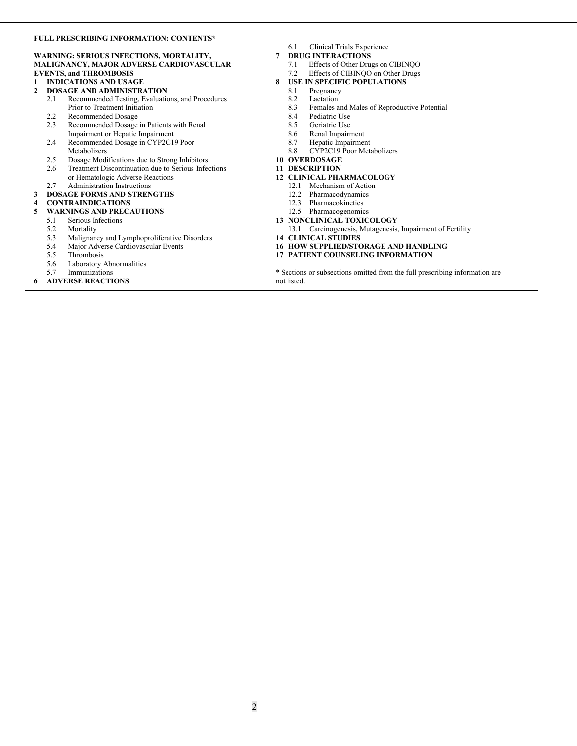**FULL PRESCRIBING INFORMATION: CONTENTS***

**WARNING: SERIOUS INFECTIONS, MORTALITY, MALIGNANCY, MAJOR ADVERSE CARDIOVASCULAR EVENTS, and THROMBOSIS**

**1 INDICATIONS AND USAGE**

**2 DOSAGE AND ADMINISTRATION**
- 2.1 Recommended Testing, Evaluations, and Procedures Prior to Treatment Initiation
- 2.2 Recommended Dosage
- 2.3 Recommended Dosage in Patients with Renal Impairment or Hepatic Impairment
- 2.4 Recommended Dosage in CYP2C19 Poor Metabolizers
- 2.5 Dosage Modifications due to Strong Inhibitors
- 2.6 Treatment Discontinuation due to Serious Infections or Hematologic Adverse Reactions
- 2.7 Administration Instructions

**3 DOSAGE FORMS AND STRENGTHS**

**4 CONTRAINDICATIONS**

**5 WARNINGS AND PRECAUTIONS**
- 5.1 Serious Infections
- 5.2 Mortality
- 5.3 Malignancy and Lymphoproliferative Disorders
- 5.4 Major Adverse Cardiovascular Events
- 5.5 Thrombosis
- 5.6 Laboratory Abnormalities
- 5.7 Immunizations

**6 ADVERSE REACTIONS**
- 6.1 Clinical Trials Experience

**7 DRUG INTERACTIONS**
- 7.1 Effects of Other Drugs on CIBINQO
- 7.2 Effects of CIBINQO on Other Drugs

**8 USE IN SPECIFIC POPULATIONS**
- 8.1 Pregnancy
- 8.2 Lactation
- 8.3 Females and Males of Reproductive Potential
- 8.4 Pediatric Use
- 8.5 Geriatric Use
- 8.6 Renal Impairment
- 8.7 Hepatic Impairment
- 8.8 CYP2C19 Poor Metabolizers

**10 OVERDOSAGE**

**11 DESCRIPTION**

**12 CLINICAL PHARMACOLOGY**
- 12.1 Mechanism of Action
- 12.2 Pharmacodynamics
- 12.3 Pharmacokinetics
- 12.5 Pharmacogenomics

**13 NONCLINICAL TOXICOLOGY**
- 13.1 Carcinogenesis, Mutagenesis, Impairment of Fertility

**14 CLINICAL STUDIES**

**16 HOW SUPPLIED/STORAGE AND HANDLING**

**17 PATIENT COUNSELING INFORMATION**

* Sections or subsections omitted from the full prescribing information are not listed.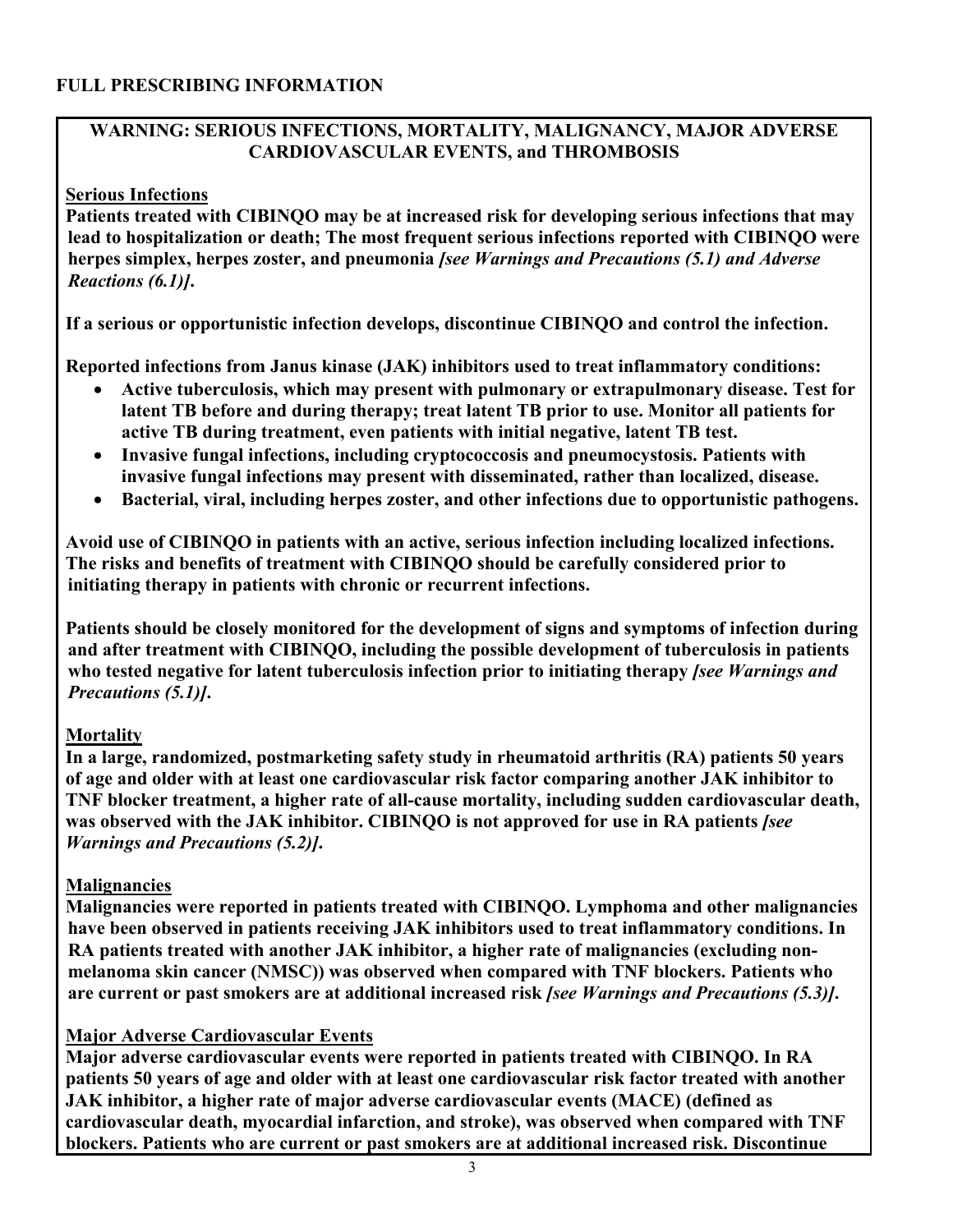# FULL PRESCRIBING INFORMATION

## WARNING: SERIOUS INFECTIONS, MORTALITY, MALIGNANCY, MAJOR ADVERSE CARDIOVASCULAR EVENTS, and THROMBOSIS

**Serious Infections**

**Patients treated with CIBINQO may be at increased risk for developing serious infections that may lead to hospitalization or death; The most frequent serious infections reported with CIBINQO were herpes simplex, herpes zoster, and pneumonia *[see Warnings and Precautions (5.1) and Adverse Reactions (6.1)]*.**

**If a serious or opportunistic infection develops, discontinue CIBINQO and control the infection.**

**Reported infections from Janus kinase (JAK) inhibitors used to treat inflammatory conditions:**

- **Active tuberculosis, which may present with pulmonary or extrapulmonary disease. Test for latent TB before and during therapy; treat latent TB prior to use. Monitor all patients for active TB during treatment, even patients with initial negative, latent TB test.**
- **Invasive fungal infections, including cryptococcosis and pneumocystosis. Patients with invasive fungal infections may present with disseminated, rather than localized, disease.**
- **Bacterial, viral, including herpes zoster, and other infections due to opportunistic pathogens.**

**Avoid use of CIBINQO in patients with an active, serious infection including localized infections. The risks and benefits of treatment with CIBINQO should be carefully considered prior to initiating therapy in patients with chronic or recurrent infections.**

**Patients should be closely monitored for the development of signs and symptoms of infection during and after treatment with CIBINQO, including the possible development of tuberculosis in patients who tested negative for latent tuberculosis infection prior to initiating therapy *[see Warnings and Precautions (5.1)]*.**

**Mortality**

**In a large, randomized, postmarketing safety study in rheumatoid arthritis (RA) patients 50 years of age and older with at least one cardiovascular risk factor comparing another JAK inhibitor to TNF blocker treatment, a higher rate of all-cause mortality, including sudden cardiovascular death, was observed with the JAK inhibitor. CIBINQO is not approved for use in RA patients *[see Warnings and Precautions (5.2)]*.**

**Malignancies**

**Malignancies were reported in patients treated with CIBINQO. Lymphoma and other malignancies have been observed in patients receiving JAK inhibitors used to treat inflammatory conditions. In RA patients treated with another JAK inhibitor, a higher rate of malignancies (excluding non-melanoma skin cancer (NMSC)) was observed when compared with TNF blockers. Patients who are current or past smokers are at additional increased risk *[see Warnings and Precautions (5.3)]*.**

**Major Adverse Cardiovascular Events**

**Major adverse cardiovascular events were reported in patients treated with CIBINQO. In RA patients 50 years of age and older with at least one cardiovascular risk factor treated with another JAK inhibitor, a higher rate of major adverse cardiovascular events (MACE) (defined as cardiovascular death, myocardial infarction, and stroke), was observed when compared with TNF blockers. Patients who are current or past smokers are at additional increased risk. Discontinue**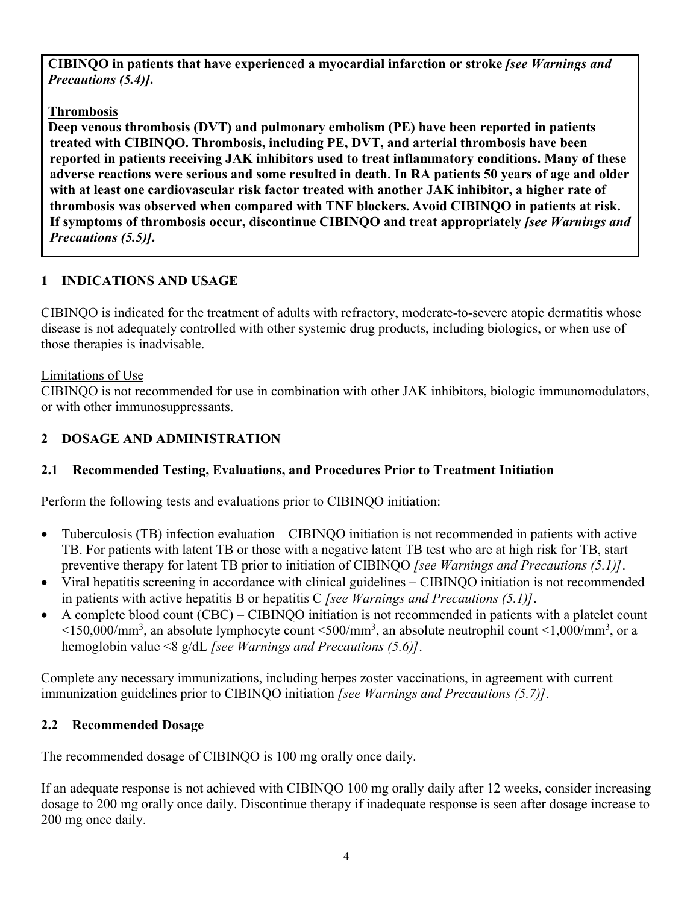**CIBINQO in patients that have experienced a myocardial infarction or stroke *[see Warnings and Precautions (5.4)]*.**

**Thrombosis**

**Deep venous thrombosis (DVT) and pulmonary embolism (PE) have been reported in patients treated with CIBINQO. Thrombosis, including PE, DVT, and arterial thrombosis have been reported in patients receiving JAK inhibitors used to treat inflammatory conditions. Many of these adverse reactions were serious and some resulted in death. In RA patients 50 years of age and older with at least one cardiovascular risk factor treated with another JAK inhibitor, a higher rate of thrombosis was observed when compared with TNF blockers. Avoid CIBINQO in patients at risk. If symptoms of thrombosis occur, discontinue CIBINQO and treat appropriately *[see Warnings and Precautions (5.5)]*.**

## 1 INDICATIONS AND USAGE

CIBINQO is indicated for the treatment of adults with refractory, moderate-to-severe atopic dermatitis whose disease is not adequately controlled with other systemic drug products, including biologics, or when use of those therapies is inadvisable.

Limitations of Use

CIBINQO is not recommended for use in combination with other JAK inhibitors, biologic immunomodulators, or with other immunosuppressants.

## 2 DOSAGE AND ADMINISTRATION

### 2.1 Recommended Testing, Evaluations, and Procedures Prior to Treatment Initiation

Perform the following tests and evaluations prior to CIBINQO initiation:

- Tuberculosis (TB) infection evaluation – CIBINQO initiation is not recommended in patients with active TB. For patients with latent TB or those with a negative latent TB test who are at high risk for TB, start preventive therapy for latent TB prior to initiation of CIBINQO *[see Warnings and Precautions (5.1)]*.
- Viral hepatitis screening in accordance with clinical guidelines – CIBINQO initiation is not recommended in patients with active hepatitis B or hepatitis C *[see Warnings and Precautions (5.1)]*.
- A complete blood count (CBC) – CIBINQO initiation is not recommended in patients with a platelet count <150,000/mm$^3$, an absolute lymphocyte count <500/mm$^3$, an absolute neutrophil count <1,000/mm$^3$, or a hemoglobin value <8 g/dL *[see Warnings and Precautions (5.6)]*.

Complete any necessary immunizations, including herpes zoster vaccinations, in agreement with current immunization guidelines prior to CIBINQO initiation *[see Warnings and Precautions (5.7)]*.

### 2.2 Recommended Dosage

The recommended dosage of CIBINQO is 100 mg orally once daily.

If an adequate response is not achieved with CIBINQO 100 mg orally daily after 12 weeks, consider increasing dosage to 200 mg orally once daily. Discontinue therapy if inadequate response is seen after dosage increase to 200 mg once daily.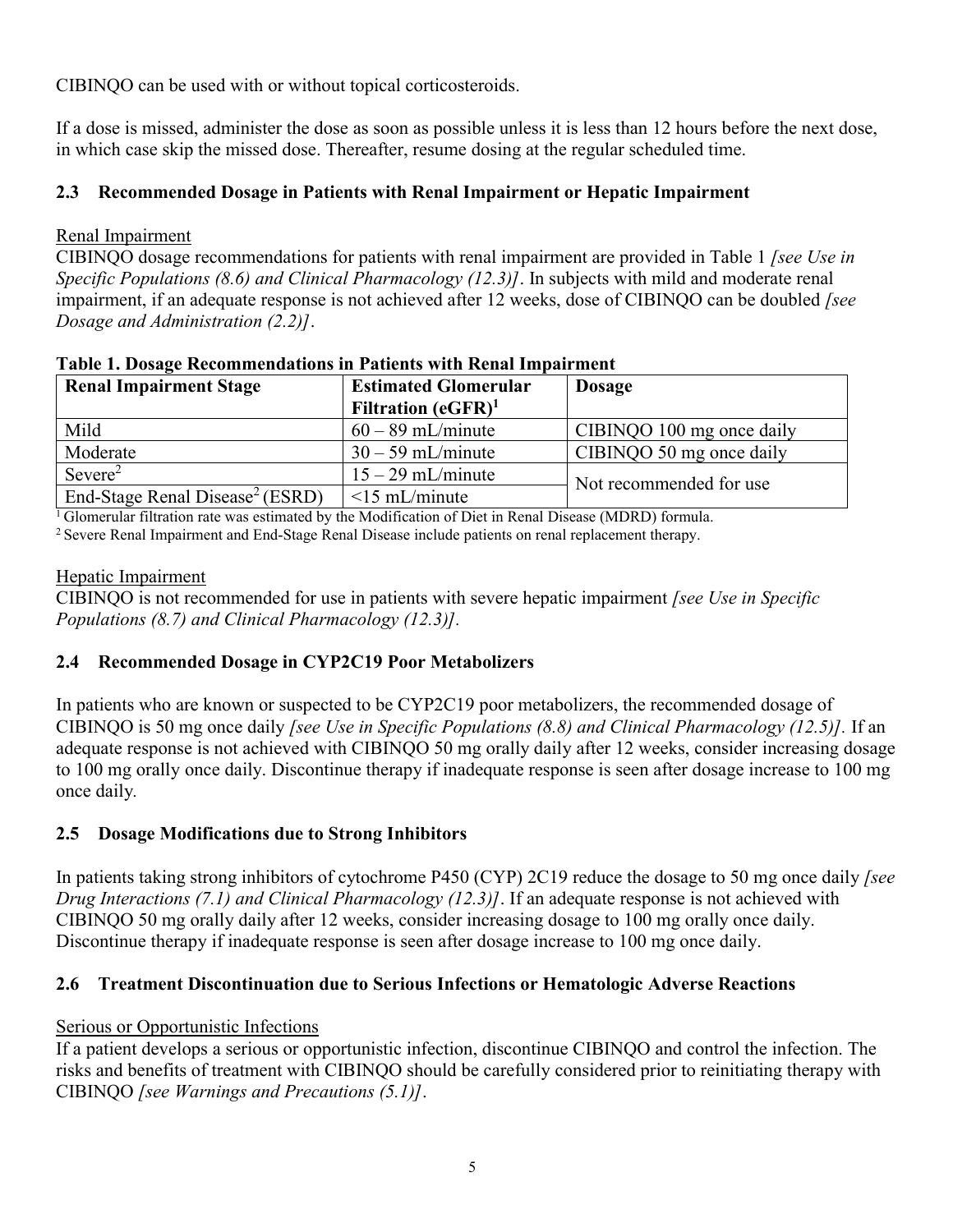CIBINQO can be used with or without topical corticosteroids.

If a dose is missed, administer the dose as soon as possible unless it is less than 12 hours before the next dose, in which case skip the missed dose. Thereafter, resume dosing at the regular scheduled time.

### 2.3 Recommended Dosage in Patients with Renal Impairment or Hepatic Impairment

Renal Impairment

CIBINQO dosage recommendations for patients with renal impairment are provided in Table 1 *[see Use in Specific Populations (8.6) and Clinical Pharmacology (12.3)]*. In subjects with mild and moderate renal impairment, if an adequate response is not achieved after 12 weeks, dose of CIBINQO can be doubled *[see Dosage and Administration (2.2)]*.

**Table 1. Dosage Recommendations in Patients with Renal Impairment**

| Renal Impairment Stage | Estimated Glomerular Filtration (eGFR)[1] | Dosage |
|---|---|---|
| Mild | 60 – 89 mL/minute | CIBINQO 100 mg once daily |
| Moderate | 30 – 59 mL/minute | CIBINQO 50 mg once daily |
| Severe[2] | 15 – 29 mL/minute | Not recommended for use |
| End-Stage Renal Disease[2] (ESRD) | <15 mL/minute | |

[1] Glomerular filtration rate was estimated by the Modification of Diet in Renal Disease (MDRD) formula.
[2] Severe Renal Impairment and End-Stage Renal Disease include patients on renal replacement therapy.

Hepatic Impairment

CIBINQO is not recommended for use in patients with severe hepatic impairment *[see Use in Specific Populations (8.7) and Clinical Pharmacology (12.3)]*.

### 2.4 Recommended Dosage in CYP2C19 Poor Metabolizers

In patients who are known or suspected to be CYP2C19 poor metabolizers, the recommended dosage of CIBINQO is 50 mg once daily *[see Use in Specific Populations (8.8) and Clinical Pharmacology (12.5)].* If an adequate response is not achieved with CIBINQO 50 mg orally daily after 12 weeks, consider increasing dosage to 100 mg orally once daily. Discontinue therapy if inadequate response is seen after dosage increase to 100 mg once daily.

### 2.5 Dosage Modifications due to Strong Inhibitors

In patients taking strong inhibitors of cytochrome P450 (CYP) 2C19 reduce the dosage to 50 mg once daily *[see Drug Interactions (7.1) and Clinical Pharmacology (12.3)]*. If an adequate response is not achieved with CIBINQO 50 mg orally daily after 12 weeks, consider increasing dosage to 100 mg orally once daily. Discontinue therapy if inadequate response is seen after dosage increase to 100 mg once daily.

### 2.6 Treatment Discontinuation due to Serious Infections or Hematologic Adverse Reactions

Serious or Opportunistic Infections

If a patient develops a serious or opportunistic infection, discontinue CIBINQO and control the infection. The risks and benefits of treatment with CIBINQO should be carefully considered prior to reinitiating therapy with CIBINQO *[see Warnings and Precautions (5.1)]*.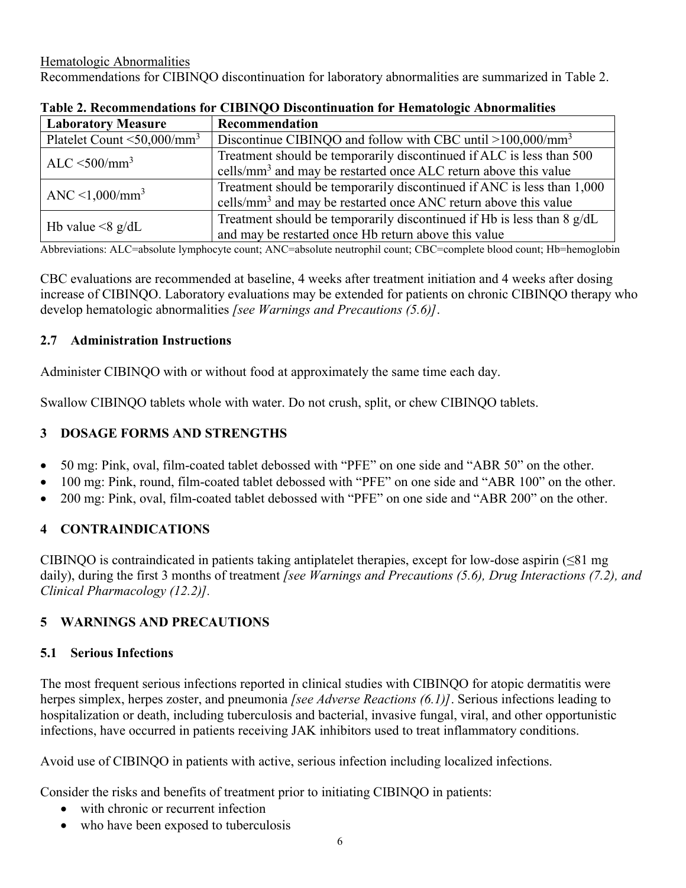Hematologic Abnormalities

Recommendations for CIBINQO discontinuation for laboratory abnormalities are summarized in Table 2.

**Table 2. Recommendations for CIBINQO Discontinuation for Hematologic Abnormalities**

| **Laboratory Measure** | **Recommendation** |
|---|---|
| Platelet Count <50,000/mm$^3$ | Discontinue CIBINQO and follow with CBC until >100,000/mm$^3$ |
| ALC <500/mm$^3$ | Treatment should be temporarily discontinued if ALC is less than 500 cells/mm$^3$ and may be restarted once ALC return above this value |
| ANC <1,000/mm$^3$ | Treatment should be temporarily discontinued if ANC is less than 1,000 cells/mm$^3$ and may be restarted once ANC return above this value |
| Hb value <8 g/dL | Treatment should be temporarily discontinued if Hb is less than 8 g/dL and may be restarted once Hb return above this value |

Abbreviations: ALC=absolute lymphocyte count; ANC=absolute neutrophil count; CBC=complete blood count; Hb=hemoglobin

CBC evaluations are recommended at baseline, 4 weeks after treatment initiation and 4 weeks after dosing increase of CIBINQO. Laboratory evaluations may be extended for patients on chronic CIBINQO therapy who develop hematologic abnormalities *[see Warnings and Precautions (5.6)]*.

### 2.7 Administration Instructions

Administer CIBINQO with or without food at approximately the same time each day.

Swallow CIBINQO tablets whole with water. Do not crush, split, or chew CIBINQO tablets.

## 3 DOSAGE FORMS AND STRENGTHS

- 50 mg: Pink, oval, film-coated tablet debossed with "PFE" on one side and "ABR 50" on the other.
- 100 mg: Pink, round, film-coated tablet debossed with "PFE" on one side and "ABR 100" on the other.
- 200 mg: Pink, oval, film-coated tablet debossed with "PFE" on one side and "ABR 200" on the other.

## 4 CONTRAINDICATIONS

CIBINQO is contraindicated in patients taking antiplatelet therapies, except for low-dose aspirin (≤81 mg daily), during the first 3 months of treatment *[see Warnings and Precautions (5.6), Drug Interactions (7.2), and Clinical Pharmacology (12.2)].*

## 5 WARNINGS AND PRECAUTIONS

### 5.1 Serious Infections

The most frequent serious infections reported in clinical studies with CIBINQO for atopic dermatitis were herpes simplex, herpes zoster, and pneumonia *[see Adverse Reactions (6.1)]*. Serious infections leading to hospitalization or death, including tuberculosis and bacterial, invasive fungal, viral, and other opportunistic infections, have occurred in patients receiving JAK inhibitors used to treat inflammatory conditions.

Avoid use of CIBINQO in patients with active, serious infection including localized infections.

Consider the risks and benefits of treatment prior to initiating CIBINQO in patients:

- with chronic or recurrent infection
- who have been exposed to tuberculosis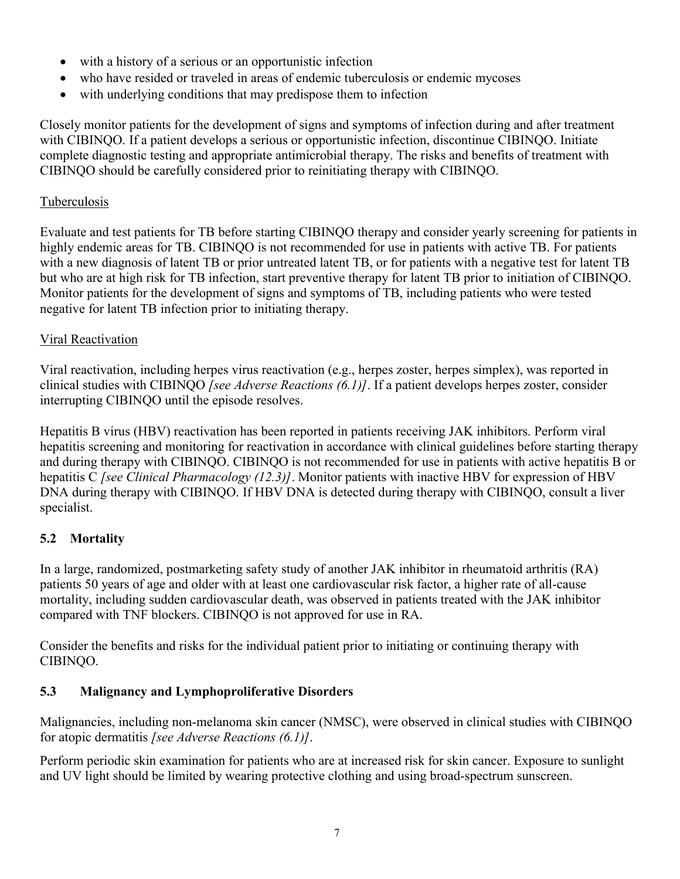- with a history of a serious or an opportunistic infection
- who have resided or traveled in areas of endemic tuberculosis or endemic mycoses
- with underlying conditions that may predispose them to infection

Closely monitor patients for the development of signs and symptoms of infection during and after treatment with CIBINQO. If a patient develops a serious or opportunistic infection, discontinue CIBINQO. Initiate complete diagnostic testing and appropriate antimicrobial therapy. The risks and benefits of treatment with CIBINQO should be carefully considered prior to reinitiating therapy with CIBINQO.

Tuberculosis

Evaluate and test patients for TB before starting CIBINQO therapy and consider yearly screening for patients in highly endemic areas for TB. CIBINQO is not recommended for use in patients with active TB. For patients with a new diagnosis of latent TB or prior untreated latent TB, or for patients with a negative test for latent TB but who are at high risk for TB infection, start preventive therapy for latent TB prior to initiation of CIBINQO. Monitor patients for the development of signs and symptoms of TB, including patients who were tested negative for latent TB infection prior to initiating therapy.

Viral Reactivation

Viral reactivation, including herpes virus reactivation (e.g., herpes zoster, herpes simplex), was reported in clinical studies with CIBINQO *[see Adverse Reactions (6.1)]*. If a patient develops herpes zoster, consider interrupting CIBINQO until the episode resolves.

Hepatitis B virus (HBV) reactivation has been reported in patients receiving JAK inhibitors. Perform viral hepatitis screening and monitoring for reactivation in accordance with clinical guidelines before starting therapy and during therapy with CIBINQO. CIBINQO is not recommended for use in patients with active hepatitis B or hepatitis C *[see Clinical Pharmacology (12.3)]*. Monitor patients with inactive HBV for expression of HBV DNA during therapy with CIBINQO. If HBV DNA is detected during therapy with CIBINQO, consult a liver specialist.

## 5.2 Mortality

In a large, randomized, postmarketing safety study of another JAK inhibitor in rheumatoid arthritis (RA) patients 50 years of age and older with at least one cardiovascular risk factor, a higher rate of all-cause mortality, including sudden cardiovascular death, was observed in patients treated with the JAK inhibitor compared with TNF blockers. CIBINQO is not approved for use in RA.

Consider the benefits and risks for the individual patient prior to initiating or continuing therapy with CIBINQO.

## 5.3 Malignancy and Lymphoproliferative Disorders

Malignancies, including non-melanoma skin cancer (NMSC), were observed in clinical studies with CIBINQO for atopic dermatitis *[see Adverse Reactions (6.1)]*.

Perform periodic skin examination for patients who are at increased risk for skin cancer. Exposure to sunlight and UV light should be limited by wearing protective clothing and using broad-spectrum sunscreen.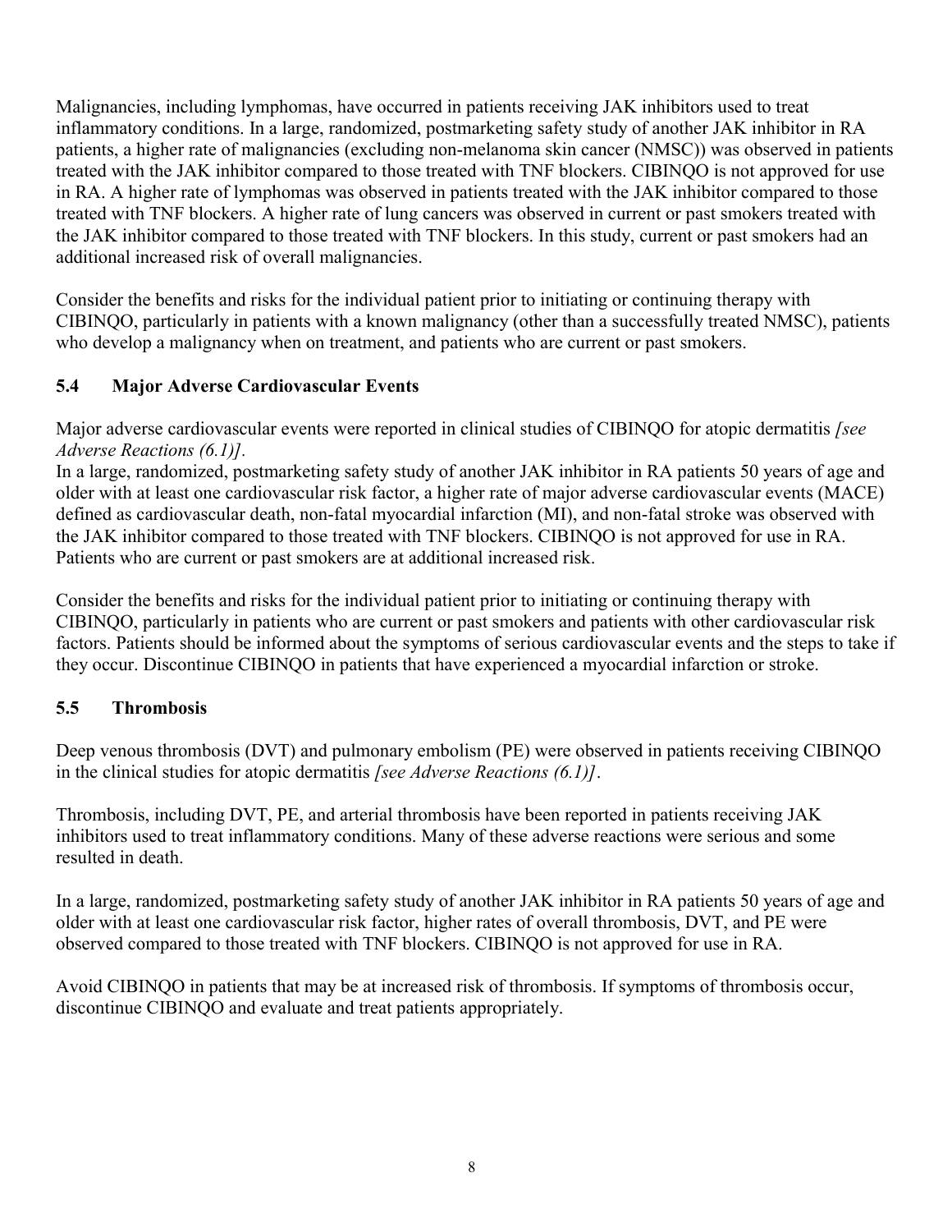Malignancies, including lymphomas, have occurred in patients receiving JAK inhibitors used to treat inflammatory conditions. In a large, randomized, postmarketing safety study of another JAK inhibitor in RA patients, a higher rate of malignancies (excluding non-melanoma skin cancer (NMSC)) was observed in patients treated with the JAK inhibitor compared to those treated with TNF blockers. CIBINQO is not approved for use in RA. A higher rate of lymphomas was observed in patients treated with the JAK inhibitor compared to those treated with TNF blockers. A higher rate of lung cancers was observed in current or past smokers treated with the JAK inhibitor compared to those treated with TNF blockers. In this study, current or past smokers had an additional increased risk of overall malignancies.

Consider the benefits and risks for the individual patient prior to initiating or continuing therapy with CIBINQO, particularly in patients with a known malignancy (other than a successfully treated NMSC), patients who develop a malignancy when on treatment, and patients who are current or past smokers.

### 5.4 Major Adverse Cardiovascular Events

Major adverse cardiovascular events were reported in clinical studies of CIBINQO for atopic dermatitis *[see Adverse Reactions (6.1)]*.

In a large, randomized, postmarketing safety study of another JAK inhibitor in RA patients 50 years of age and older with at least one cardiovascular risk factor, a higher rate of major adverse cardiovascular events (MACE) defined as cardiovascular death, non-fatal myocardial infarction (MI), and non-fatal stroke was observed with the JAK inhibitor compared to those treated with TNF blockers. CIBINQO is not approved for use in RA. Patients who are current or past smokers are at additional increased risk.

Consider the benefits and risks for the individual patient prior to initiating or continuing therapy with CIBINQO, particularly in patients who are current or past smokers and patients with other cardiovascular risk factors. Patients should be informed about the symptoms of serious cardiovascular events and the steps to take if they occur. Discontinue CIBINQO in patients that have experienced a myocardial infarction or stroke.

### 5.5 Thrombosis

Deep venous thrombosis (DVT) and pulmonary embolism (PE) were observed in patients receiving CIBINQO in the clinical studies for atopic dermatitis *[see Adverse Reactions (6.1)]*.

Thrombosis, including DVT, PE, and arterial thrombosis have been reported in patients receiving JAK inhibitors used to treat inflammatory conditions. Many of these adverse reactions were serious and some resulted in death.

In a large, randomized, postmarketing safety study of another JAK inhibitor in RA patients 50 years of age and older with at least one cardiovascular risk factor, higher rates of overall thrombosis, DVT, and PE were observed compared to those treated with TNF blockers. CIBINQO is not approved for use in RA.

Avoid CIBINQO in patients that may be at increased risk of thrombosis. If symptoms of thrombosis occur, discontinue CIBINQO and evaluate and treat patients appropriately.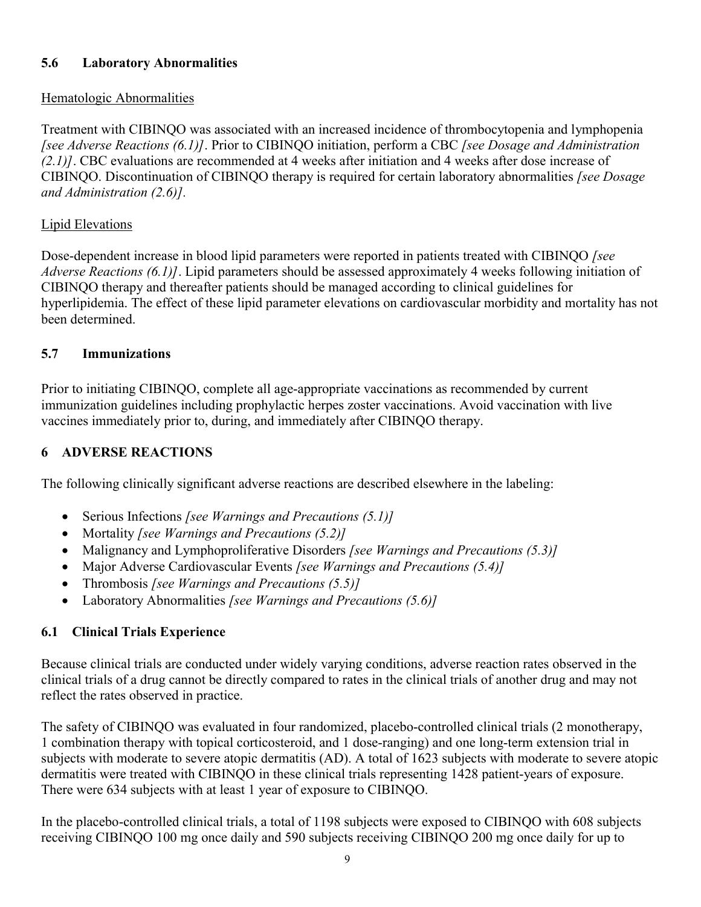### 5.6 Laboratory Abnormalities

Hematologic Abnormalities

Treatment with CIBINQO was associated with an increased incidence of thrombocytopenia and lymphopenia *[see Adverse Reactions (6.1)]*. Prior to CIBINQO initiation, perform a CBC *[see Dosage and Administration (2.1)]*. CBC evaluations are recommended at 4 weeks after initiation and 4 weeks after dose increase of CIBINQO. Discontinuation of CIBINQO therapy is required for certain laboratory abnormalities *[see Dosage and Administration (2.6)]*.

Lipid Elevations

Dose-dependent increase in blood lipid parameters were reported in patients treated with CIBINQO *[see Adverse Reactions (6.1)]*. Lipid parameters should be assessed approximately 4 weeks following initiation of CIBINQO therapy and thereafter patients should be managed according to clinical guidelines for hyperlipidemia. The effect of these lipid parameter elevations on cardiovascular morbidity and mortality has not been determined.

### 5.7 Immunizations

Prior to initiating CIBINQO, complete all age-appropriate vaccinations as recommended by current immunization guidelines including prophylactic herpes zoster vaccinations. Avoid vaccination with live vaccines immediately prior to, during, and immediately after CIBINQO therapy.

## 6 ADVERSE REACTIONS

The following clinically significant adverse reactions are described elsewhere in the labeling:

- Serious Infections *[see Warnings and Precautions (5.1)]*
- Mortality *[see Warnings and Precautions (5.2)]*
- Malignancy and Lymphoproliferative Disorders *[see Warnings and Precautions (5.3)]*
- Major Adverse Cardiovascular Events *[see Warnings and Precautions (5.4)]*
- Thrombosis *[see Warnings and Precautions (5.5)]*
- Laboratory Abnormalities *[see Warnings and Precautions (5.6)]*

### 6.1 Clinical Trials Experience

Because clinical trials are conducted under widely varying conditions, adverse reaction rates observed in the clinical trials of a drug cannot be directly compared to rates in the clinical trials of another drug and may not reflect the rates observed in practice.

The safety of CIBINQO was evaluated in four randomized, placebo-controlled clinical trials (2 monotherapy, 1 combination therapy with topical corticosteroid, and 1 dose-ranging) and one long-term extension trial in subjects with moderate to severe atopic dermatitis (AD). A total of 1623 subjects with moderate to severe atopic dermatitis were treated with CIBINQO in these clinical trials representing 1428 patient-years of exposure. There were 634 subjects with at least 1 year of exposure to CIBINQO.

In the placebo-controlled clinical trials, a total of 1198 subjects were exposed to CIBINQO with 608 subjects receiving CIBINQO 100 mg once daily and 590 subjects receiving CIBINQO 200 mg once daily for up to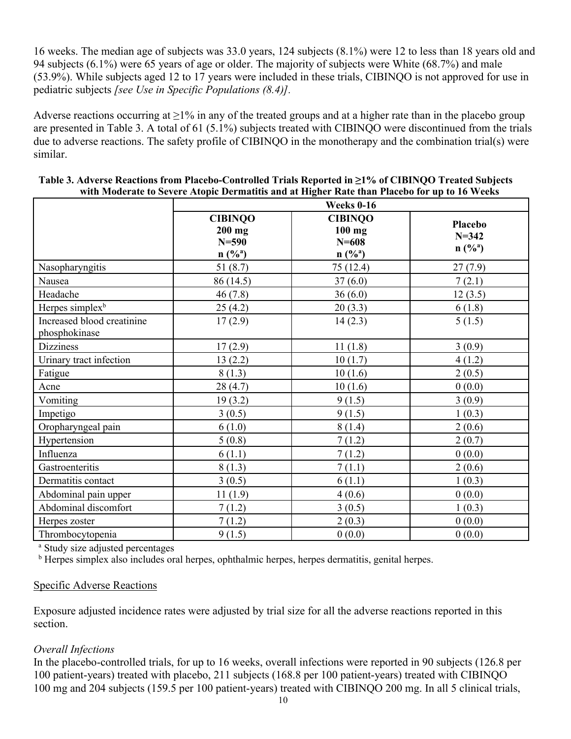16 weeks. The median age of subjects was 33.0 years, 124 subjects (8.1%) were 12 to less than 18 years old and 94 subjects (6.1%) were 65 years of age or older. The majority of subjects were White (68.7%) and male (53.9%). While subjects aged 12 to 17 years were included in these trials, CIBINQO is not approved for use in pediatric subjects *[see Use in Specific Populations (8.4)]*.

Adverse reactions occurring at ≥1% in any of the treated groups and at a higher rate than in the placebo group are presented in Table 3. A total of 61 (5.1%) subjects treated with CIBINQO were discontinued from the trials due to adverse reactions. The safety profile of CIBINQO in the monotherapy and the combination trial(s) were similar.

**Table 3. Adverse Reactions from Placebo-Controlled Trials Reported in ≥1% of CIBINQO Treated Subjects with Moderate to Severe Atopic Dermatitis and at Higher Rate than Placebo for up to 16 Weeks**

| | **Weeks 0-16** | | |
|---|---|---|---|
| | **CIBINQO 200 mg N=590 n (%[a])** | **CIBINQO 100 mg N=608 n (%[a])** | **Placebo N=342 n (%[a])** |
| Nasopharyngitis | 51 (8.7) | 75 (12.4) | 27 (7.9) |
| Nausea | 86 (14.5) | 37 (6.0) | 7 (2.1) |
| Headache | 46 (7.8) | 36 (6.0) | 12 (3.5) |
| Herpes simplex[b] | 25 (4.2) | 20 (3.3) | 6 (1.8) |
| Increased blood creatinine phosphokinase | 17 (2.9) | 14 (2.3) | 5 (1.5) |
| Dizziness | 17 (2.9) | 11 (1.8) | 3 (0.9) |
| Urinary tract infection | 13 (2.2) | 10 (1.7) | 4 (1.2) |
| Fatigue | 8 (1.3) | 10 (1.6) | 2 (0.5) |
| Acne | 28 (4.7) | 10 (1.6) | 0 (0.0) |
| Vomiting | 19 (3.2) | 9 (1.5) | 3 (0.9) |
| Impetigo | 3 (0.5) | 9 (1.5) | 1 (0.3) |
| Oropharyngeal pain | 6 (1.0) | 8 (1.4) | 2 (0.6) |
| Hypertension | 5 (0.8) | 7 (1.2) | 2 (0.7) |
| Influenza | 6 (1.1) | 7 (1.2) | 0 (0.0) |
| Gastroenteritis | 8 (1.3) | 7 (1.1) | 2 (0.6) |
| Dermatitis contact | 3 (0.5) | 6 (1.1) | 1 (0.3) |
| Abdominal pain upper | 11 (1.9) | 4 (0.6) | 0 (0.0) |
| Abdominal discomfort | 7 (1.2) | 3 (0.5) | 1 (0.3) |
| Herpes zoster | 7 (1.2) | 2 (0.3) | 0 (0.0) |
| Thrombocytopenia | 9 (1.5) | 0 (0.0) | 0 (0.0) |

[a] Study size adjusted percentages

[b] Herpes simplex also includes oral herpes, ophthalmic herpes, herpes dermatitis, genital herpes.

Specific Adverse Reactions

Exposure adjusted incidence rates were adjusted by trial size for all the adverse reactions reported in this section.

*Overall Infections*

In the placebo-controlled trials, for up to 16 weeks, overall infections were reported in 90 subjects (126.8 per 100 patient-years) treated with placebo, 211 subjects (168.8 per 100 patient-years) treated with CIBINQO 100 mg and 204 subjects (159.5 per 100 patient-years) treated with CIBINQO 200 mg. In all 5 clinical trials,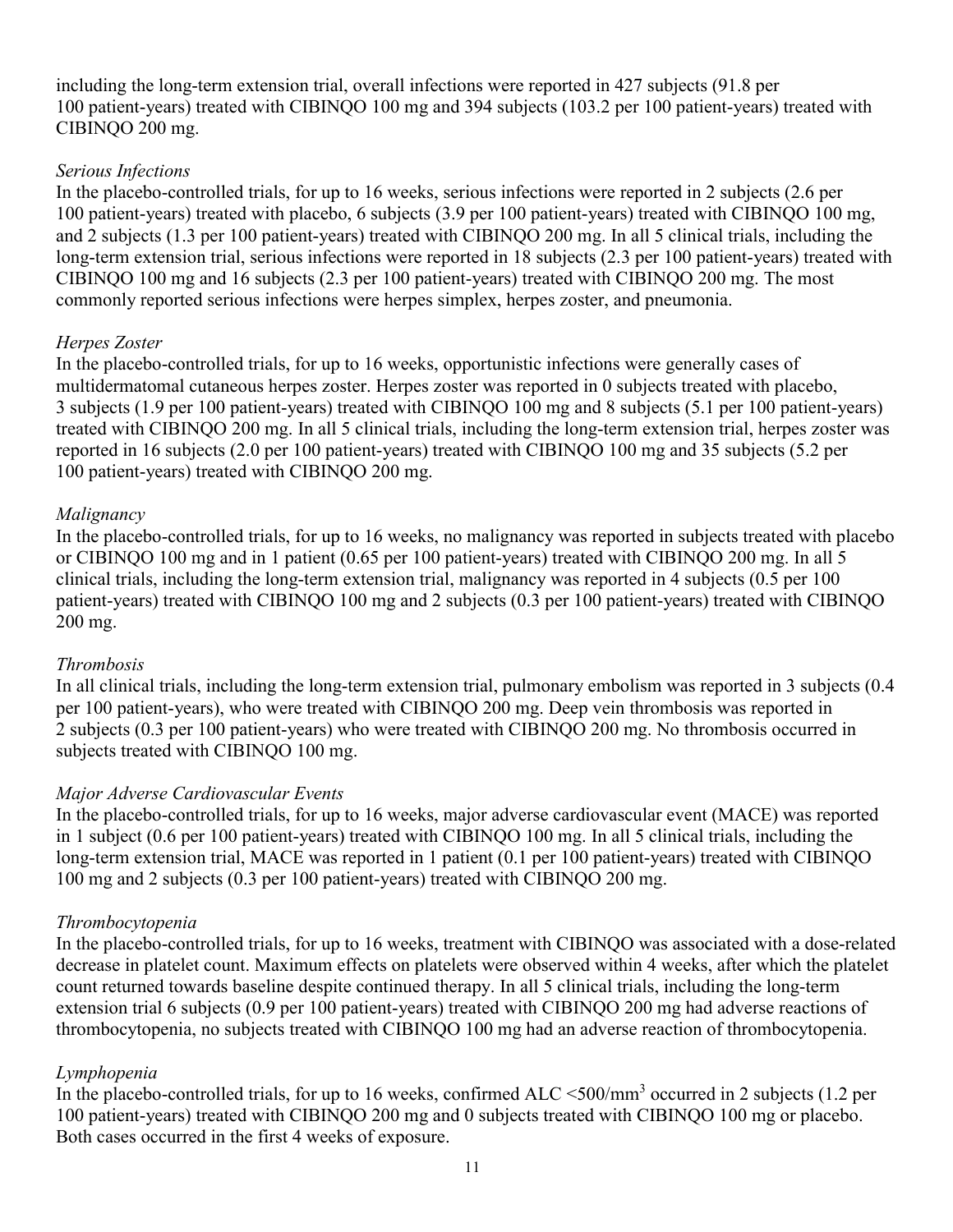including the long-term extension trial, overall infections were reported in 427 subjects (91.8 per 100 patient-years) treated with CIBINQO 100 mg and 394 subjects (103.2 per 100 patient-years) treated with CIBINQO 200 mg.

*Serious Infections*

In the placebo-controlled trials, for up to 16 weeks, serious infections were reported in 2 subjects (2.6 per 100 patient-years) treated with placebo, 6 subjects (3.9 per 100 patient-years) treated with CIBINQO 100 mg, and 2 subjects (1.3 per 100 patient-years) treated with CIBINQO 200 mg. In all 5 clinical trials, including the long-term extension trial, serious infections were reported in 18 subjects (2.3 per 100 patient-years) treated with CIBINQO 100 mg and 16 subjects (2.3 per 100 patient-years) treated with CIBINQO 200 mg. The most commonly reported serious infections were herpes simplex, herpes zoster, and pneumonia.

*Herpes Zoster*

In the placebo-controlled trials, for up to 16 weeks, opportunistic infections were generally cases of multidermatomal cutaneous herpes zoster. Herpes zoster was reported in 0 subjects treated with placebo, 3 subjects (1.9 per 100 patient-years) treated with CIBINQO 100 mg and 8 subjects (5.1 per 100 patient-years) treated with CIBINQO 200 mg. In all 5 clinical trials, including the long-term extension trial, herpes zoster was reported in 16 subjects (2.0 per 100 patient-years) treated with CIBINQO 100 mg and 35 subjects (5.2 per 100 patient-years) treated with CIBINQO 200 mg.

*Malignancy*

In the placebo-controlled trials, for up to 16 weeks, no malignancy was reported in subjects treated with placebo or CIBINQO 100 mg and in 1 patient (0.65 per 100 patient-years) treated with CIBINQO 200 mg. In all 5 clinical trials, including the long-term extension trial, malignancy was reported in 4 subjects (0.5 per 100 patient-years) treated with CIBINQO 100 mg and 2 subjects (0.3 per 100 patient-years) treated with CIBINQO 200 mg.

*Thrombosis*

In all clinical trials, including the long-term extension trial, pulmonary embolism was reported in 3 subjects (0.4 per 100 patient-years), who were treated with CIBINQO 200 mg. Deep vein thrombosis was reported in 2 subjects (0.3 per 100 patient-years) who were treated with CIBINQO 200 mg. No thrombosis occurred in subjects treated with CIBINQO 100 mg.

*Major Adverse Cardiovascular Events*

In the placebo-controlled trials, for up to 16 weeks, major adverse cardiovascular event (MACE) was reported in 1 subject (0.6 per 100 patient-years) treated with CIBINQO 100 mg. In all 5 clinical trials, including the long-term extension trial, MACE was reported in 1 patient (0.1 per 100 patient-years) treated with CIBINQO 100 mg and 2 subjects (0.3 per 100 patient-years) treated with CIBINQO 200 mg.

*Thrombocytopenia*

In the placebo-controlled trials, for up to 16 weeks, treatment with CIBINQO was associated with a dose-related decrease in platelet count. Maximum effects on platelets were observed within 4 weeks, after which the platelet count returned towards baseline despite continued therapy. In all 5 clinical trials, including the long-term extension trial 6 subjects (0.9 per 100 patient-years) treated with CIBINQO 200 mg had adverse reactions of thrombocytopenia, no subjects treated with CIBINQO 100 mg had an adverse reaction of thrombocytopenia.

*Lymphopenia*

In the placebo-controlled trials, for up to 16 weeks, confirmed ALC <500/mm$^3$ occurred in 2 subjects (1.2 per 100 patient-years) treated with CIBINQO 200 mg and 0 subjects treated with CIBINQO 100 mg or placebo. Both cases occurred in the first 4 weeks of exposure.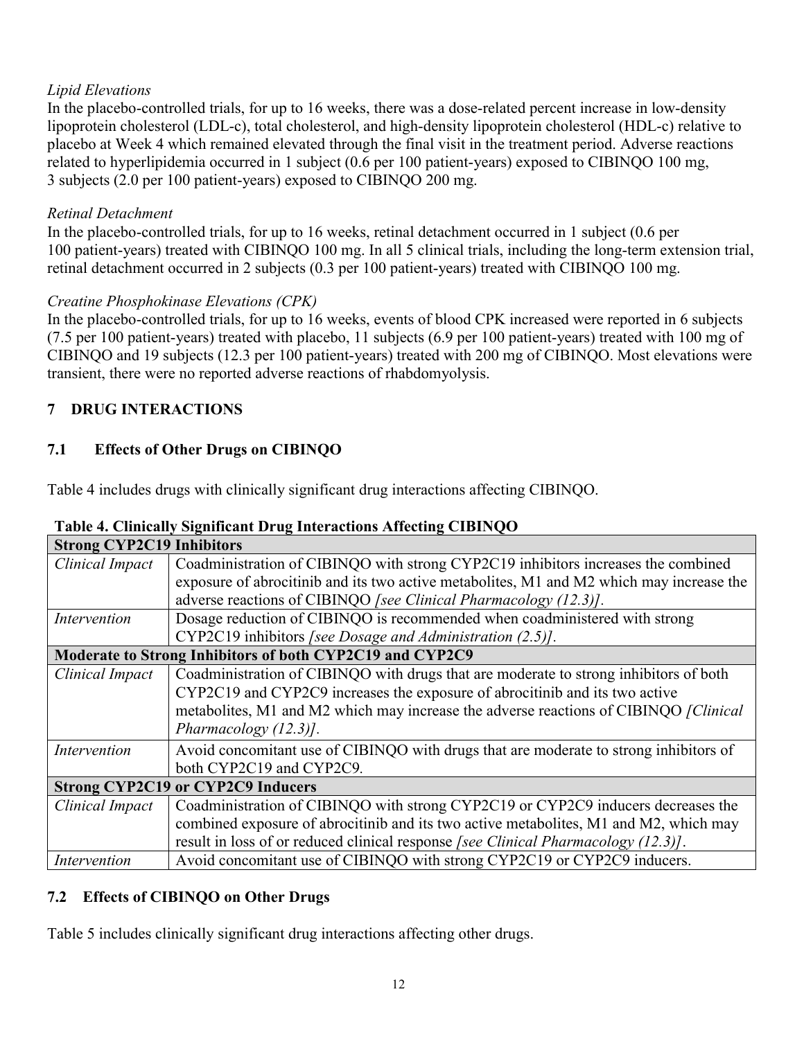*Lipid Elevations*

In the placebo-controlled trials, for up to 16 weeks, there was a dose-related percent increase in low-density lipoprotein cholesterol (LDL-c), total cholesterol, and high-density lipoprotein cholesterol (HDL-c) relative to placebo at Week 4 which remained elevated through the final visit in the treatment period. Adverse reactions related to hyperlipidemia occurred in 1 subject (0.6 per 100 patient-years) exposed to CIBINQO 100 mg, 3 subjects (2.0 per 100 patient-years) exposed to CIBINQO 200 mg.

*Retinal Detachment*

In the placebo-controlled trials, for up to 16 weeks, retinal detachment occurred in 1 subject (0.6 per 100 patient-years) treated with CIBINQO 100 mg. In all 5 clinical trials, including the long-term extension trial, retinal detachment occurred in 2 subjects (0.3 per 100 patient-years) treated with CIBINQO 100 mg.

*Creatine Phosphokinase Elevations (CPK)*

In the placebo-controlled trials, for up to 16 weeks, events of blood CPK increased were reported in 6 subjects (7.5 per 100 patient-years) treated with placebo, 11 subjects (6.9 per 100 patient-years) treated with 100 mg of CIBINQO and 19 subjects (12.3 per 100 patient-years) treated with 200 mg of CIBINQO. Most elevations were transient, there were no reported adverse reactions of rhabdomyolysis.

## 7 DRUG INTERACTIONS

### 7.1 Effects of Other Drugs on CIBINQO

Table 4 includes drugs with clinically significant drug interactions affecting CIBINQO.

**Table 4. Clinically Significant Drug Interactions Affecting CIBINQO**

| **Strong CYP2C19 Inhibitors** | |
|---|---|
| *Clinical Impact* | Coadministration of CIBINQO with strong CYP2C19 inhibitors increases the combined exposure of abrocitinib and its two active metabolites, M1 and M2 which may increase the adverse reactions of CIBINQO *[see Clinical Pharmacology (12.3)]*. |
| *Intervention* | Dosage reduction of CIBINQO is recommended when coadministered with strong CYP2C19 inhibitors *[see Dosage and Administration (2.5)]*. |
| **Moderate to Strong Inhibitors of both CYP2C19 and CYP2C9** | |
| *Clinical Impact* | Coadministration of CIBINQO with drugs that are moderate to strong inhibitors of both CYP2C19 and CYP2C9 increases the exposure of abrocitinib and its two active metabolites, M1 and M2 which may increase the adverse reactions of CIBINQO *[Clinical Pharmacology (12.3)]*. |
| *Intervention* | Avoid concomitant use of CIBINQO with drugs that are moderate to strong inhibitors of both CYP2C19 and CYP2C9. |
| **Strong CYP2C19 or CYP2C9 Inducers** | |
| *Clinical Impact* | Coadministration of CIBINQO with strong CYP2C19 or CYP2C9 inducers decreases the combined exposure of abrocitinib and its two active metabolites, M1 and M2, which may result in loss of or reduced clinical response *[see Clinical Pharmacology (12.3)]*. |
| *Intervention* | Avoid concomitant use of CIBINQO with strong CYP2C19 or CYP2C9 inducers. |

### 7.2 Effects of CIBINQO on Other Drugs

Table 5 includes clinically significant drug interactions affecting other drugs.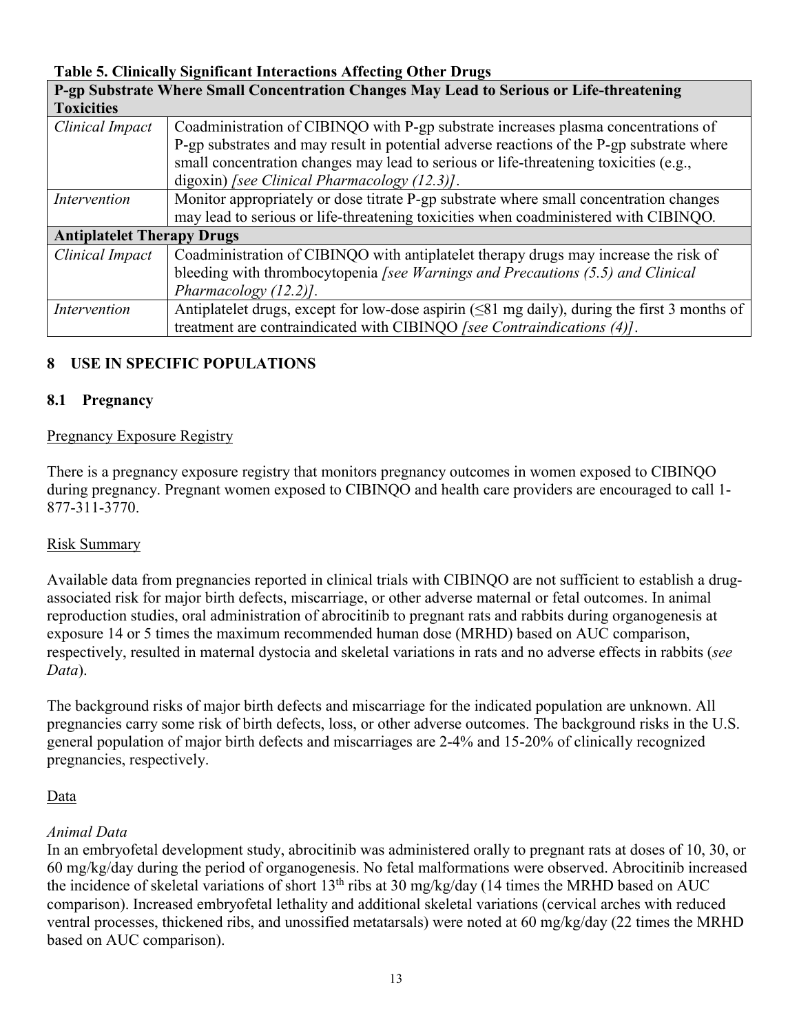**Table 5. Clinically Significant Interactions Affecting Other Drugs**

| **P-gp Substrate Where Small Concentration Changes May Lead to Serious or Life-threatening Toxicities** | |
|---|---|
| *Clinical Impact* | Coadministration of CIBINQO with P-gp substrate increases plasma concentrations of P-gp substrates and may result in potential adverse reactions of the P-gp substrate where small concentration changes may lead to serious or life-threatening toxicities (e.g., digoxin) *[see Clinical Pharmacology (12.3)]*. |
| *Intervention* | Monitor appropriately or dose titrate P-gp substrate where small concentration changes may lead to serious or life-threatening toxicities when coadministered with CIBINQO. |
| **Antiplatelet Therapy Drugs** | |
| *Clinical Impact* | Coadministration of CIBINQO with antiplatelet therapy drugs may increase the risk of bleeding with thrombocytopenia *[see Warnings and Precautions (5.5) and Clinical Pharmacology (12.2)]*. |
| *Intervention* | Antiplatelet drugs, except for low-dose aspirin (≤81 mg daily), during the first 3 months of treatment are contraindicated with CIBINQO *[see Contraindications (4)]*. |

## 8 USE IN SPECIFIC POPULATIONS

### 8.1 Pregnancy

Pregnancy Exposure Registry

There is a pregnancy exposure registry that monitors pregnancy outcomes in women exposed to CIBINQO during pregnancy. Pregnant women exposed to CIBINQO and health care providers are encouraged to call 1-877-311-3770.

Risk Summary

Available data from pregnancies reported in clinical trials with CIBINQO are not sufficient to establish a drug-associated risk for major birth defects, miscarriage, or other adverse maternal or fetal outcomes. In animal reproduction studies, oral administration of abrocitinib to pregnant rats and rabbits during organogenesis at exposure 14 or 5 times the maximum recommended human dose (MRHD) based on AUC comparison, respectively, resulted in maternal dystocia and skeletal variations in rats and no adverse effects in rabbits (*see Data*).

The background risks of major birth defects and miscarriage for the indicated population are unknown. All pregnancies carry some risk of birth defects, loss, or other adverse outcomes. The background risks in the U.S. general population of major birth defects and miscarriages are 2-4% and 15-20% of clinically recognized pregnancies, respectively.

Data

*Animal Data*

In an embryofetal development study, abrocitinib was administered orally to pregnant rats at doses of 10, 30, or 60 mg/kg/day during the period of organogenesis. No fetal malformations were observed. Abrocitinib increased the incidence of skeletal variations of short 13th ribs at 30 mg/kg/day (14 times the MRHD based on AUC comparison). Increased embryofetal lethality and additional skeletal variations (cervical arches with reduced ventral processes, thickened ribs, and unossified metatarsals) were noted at 60 mg/kg/day (22 times the MRHD based on AUC comparison).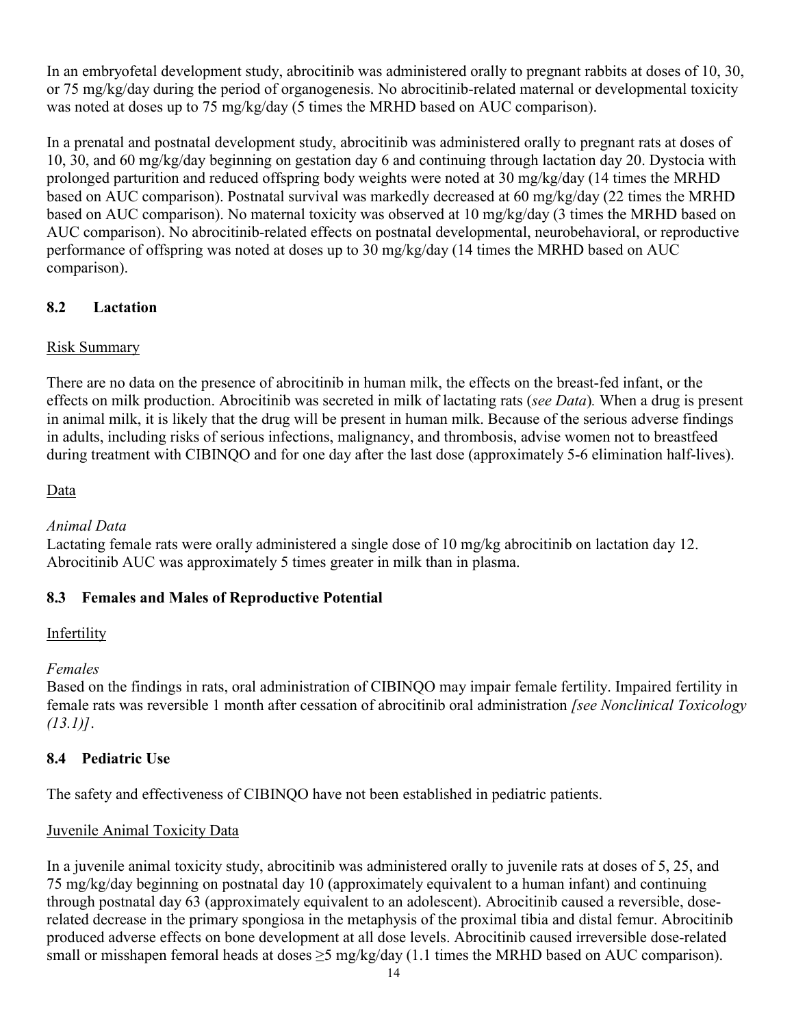In an embryofetal development study, abrocitinib was administered orally to pregnant rabbits at doses of 10, 30, or 75 mg/kg/day during the period of organogenesis. No abrocitinib-related maternal or developmental toxicity was noted at doses up to 75 mg/kg/day (5 times the MRHD based on AUC comparison).

In a prenatal and postnatal development study, abrocitinib was administered orally to pregnant rats at doses of 10, 30, and 60 mg/kg/day beginning on gestation day 6 and continuing through lactation day 20. Dystocia with prolonged parturition and reduced offspring body weights were noted at 30 mg/kg/day (14 times the MRHD based on AUC comparison). Postnatal survival was markedly decreased at 60 mg/kg/day (22 times the MRHD based on AUC comparison). No maternal toxicity was observed at 10 mg/kg/day (3 times the MRHD based on AUC comparison). No abrocitinib-related effects on postnatal developmental, neurobehavioral, or reproductive performance of offspring was noted at doses up to 30 mg/kg/day (14 times the MRHD based on AUC comparison).

## 8.2 Lactation

Risk Summary

There are no data on the presence of abrocitinib in human milk, the effects on the breast-fed infant, or the effects on milk production. Abrocitinib was secreted in milk of lactating rats (*see Data*). When a drug is present in animal milk, it is likely that the drug will be present in human milk. Because of the serious adverse findings in adults, including risks of serious infections, malignancy, and thrombosis, advise women not to breastfeed during treatment with CIBINQO and for one day after the last dose (approximately 5-6 elimination half-lives).

Data

*Animal Data*

Lactating female rats were orally administered a single dose of 10 mg/kg abrocitinib on lactation day 12. Abrocitinib AUC was approximately 5 times greater in milk than in plasma.

## 8.3 Females and Males of Reproductive Potential

Infertility

*Females*

Based on the findings in rats, oral administration of CIBINQO may impair female fertility. Impaired fertility in female rats was reversible 1 month after cessation of abrocitinib oral administration *[see Nonclinical Toxicology (13.1)]*.

## 8.4 Pediatric Use

The safety and effectiveness of CIBINQO have not been established in pediatric patients.

Juvenile Animal Toxicity Data

In a juvenile animal toxicity study, abrocitinib was administered orally to juvenile rats at doses of 5, 25, and 75 mg/kg/day beginning on postnatal day 10 (approximately equivalent to a human infant) and continuing through postnatal day 63 (approximately equivalent to an adolescent). Abrocitinib caused a reversible, dose-related decrease in the primary spongiosa in the metaphysis of the proximal tibia and distal femur. Abrocitinib produced adverse effects on bone development at all dose levels. Abrocitinib caused irreversible dose-related small or misshapen femoral heads at doses ≥5 mg/kg/day (1.1 times the MRHD based on AUC comparison).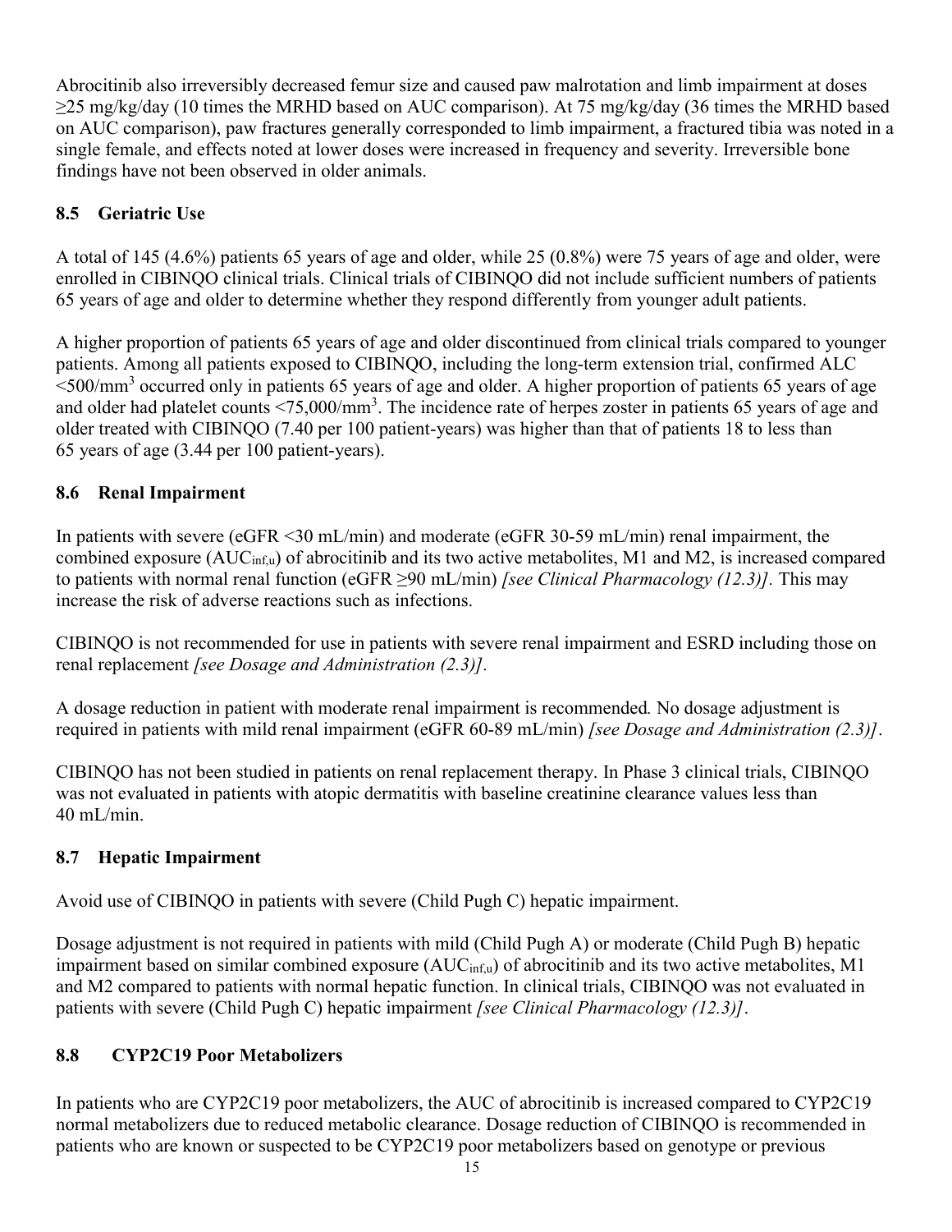Abrocitinib also irreversibly decreased femur size and caused paw malrotation and limb impairment at doses ≥25 mg/kg/day (10 times the MRHD based on AUC comparison). At 75 mg/kg/day (36 times the MRHD based on AUC comparison), paw fractures generally corresponded to limb impairment, a fractured tibia was noted in a single female, and effects noted at lower doses were increased in frequency and severity. Irreversible bone findings have not been observed in older animals.

### 8.5 Geriatric Use

A total of 145 (4.6%) patients 65 years of age and older, while 25 (0.8%) were 75 years of age and older, were enrolled in CIBINQO clinical trials. Clinical trials of CIBINQO did not include sufficient numbers of patients 65 years of age and older to determine whether they respond differently from younger adult patients.

A higher proportion of patients 65 years of age and older discontinued from clinical trials compared to younger patients. Among all patients exposed to CIBINQO, including the long-term extension trial, confirmed ALC <500/mm$^3$ occurred only in patients 65 years of age and older. A higher proportion of patients 65 years of age and older had platelet counts <75,000/mm$^3$. The incidence rate of herpes zoster in patients 65 years of age and older treated with CIBINQO (7.40 per 100 patient-years) was higher than that of patients 18 to less than 65 years of age (3.44 per 100 patient-years).

### 8.6 Renal Impairment

In patients with severe (eGFR <30 mL/min) and moderate (eGFR 30-59 mL/min) renal impairment, the combined exposure ($AUC_{inf,u}$) of abrocitinib and its two active metabolites, M1 and M2, is increased compared to patients with normal renal function (eGFR ≥90 mL/min) *[see Clinical Pharmacology (12.3)]*. This may increase the risk of adverse reactions such as infections.

CIBINQO is not recommended for use in patients with severe renal impairment and ESRD including those on renal replacement *[see Dosage and Administration (2.3)]*.

A dosage reduction in patient with moderate renal impairment is recommended*.* No dosage adjustment is required in patients with mild renal impairment (eGFR 60-89 mL/min) *[see Dosage and Administration (2.3)]*.

CIBINQO has not been studied in patients on renal replacement therapy. In Phase 3 clinical trials, CIBINQO was not evaluated in patients with atopic dermatitis with baseline creatinine clearance values less than 40 mL/min.

### 8.7 Hepatic Impairment

Avoid use of CIBINQO in patients with severe (Child Pugh C) hepatic impairment.

Dosage adjustment is not required in patients with mild (Child Pugh A) or moderate (Child Pugh B) hepatic impairment based on similar combined exposure ($AUC_{inf,u}$) of abrocitinib and its two active metabolites, M1 and M2 compared to patients with normal hepatic function. In clinical trials, CIBINQO was not evaluated in patients with severe (Child Pugh C) hepatic impairment *[see Clinical Pharmacology (12.3)]*.

### 8.8 CYP2C19 Poor Metabolizers

In patients who are CYP2C19 poor metabolizers, the AUC of abrocitinib is increased compared to CYP2C19 normal metabolizers due to reduced metabolic clearance. Dosage reduction of CIBINQO is recommended in patients who are known or suspected to be CYP2C19 poor metabolizers based on genotype or previous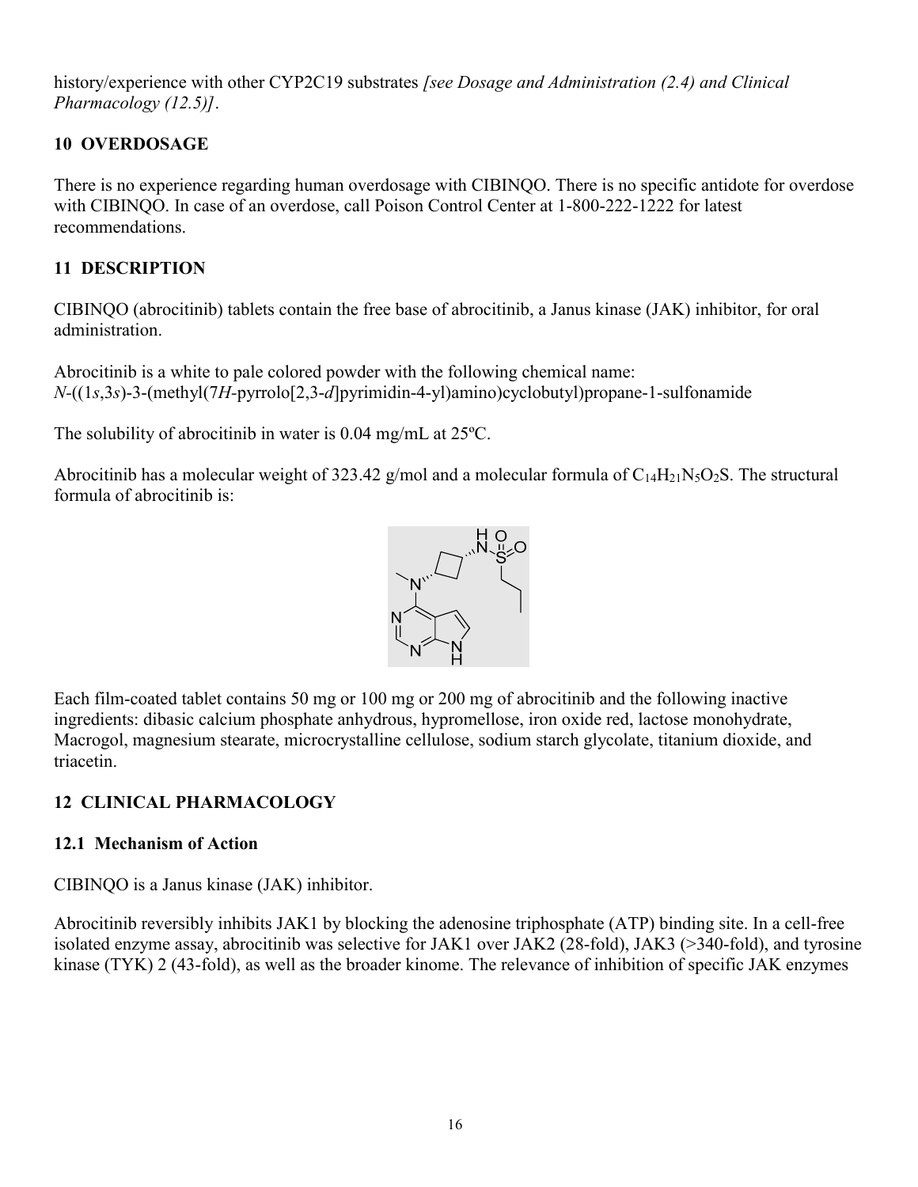history/experience with other CYP2C19 substrates *[see Dosage and Administration (2.4) and Clinical Pharmacology (12.5)]*.

## 10 OVERDOSAGE

There is no experience regarding human overdosage with CIBINQO. There is no specific antidote for overdose with CIBINQO. In case of an overdose, call Poison Control Center at 1-800-222-1222 for latest recommendations.

## 11 DESCRIPTION

CIBINQO (abrocitinib) tablets contain the free base of abrocitinib, a Janus kinase (JAK) inhibitor, for oral administration.

Abrocitinib is a white to pale colored powder with the following chemical name:
*N*-((1*s*,3*s*)-3-(methyl(7*H*-pyrrolo[2,3-*d*]pyrimidin-4-yl)amino)cyclobutyl)propane-1-sulfonamide

The solubility of abrocitinib in water is 0.04 mg/mL at 25ºC.

Abrocitinib has a molecular weight of 323.42 g/mol and a molecular formula of $C_{14}H_{21}N_5O_2S$. The structural formula of abrocitinib is:

Each film-coated tablet contains 50 mg or 100 mg or 200 mg of abrocitinib and the following inactive ingredients: dibasic calcium phosphate anhydrous, hypromellose, iron oxide red, lactose monohydrate, Macrogol, magnesium stearate, microcrystalline cellulose, sodium starch glycolate, titanium dioxide, and triacetin.

## 12 CLINICAL PHARMACOLOGY

### 12.1 Mechanism of Action

CIBINQO is a Janus kinase (JAK) inhibitor.

Abrocitinib reversibly inhibits JAK1 by blocking the adenosine triphosphate (ATP) binding site. In a cell-free isolated enzyme assay, abrocitinib was selective for JAK1 over JAK2 (28-fold), JAK3 (>340-fold), and tyrosine kinase (TYK) 2 (43-fold), as well as the broader kinome. The relevance of inhibition of specific JAK enzymes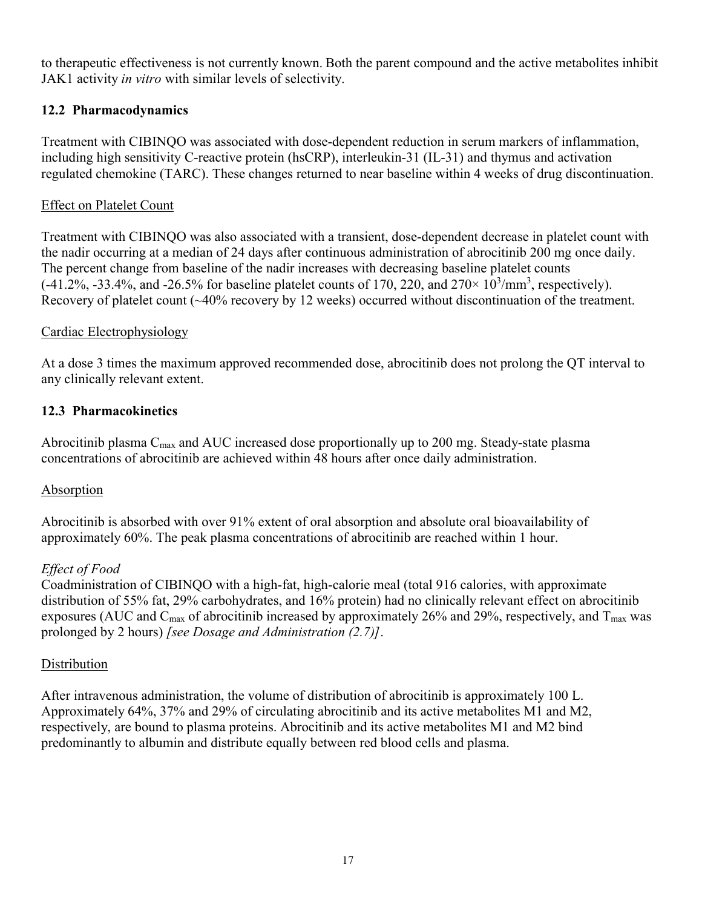to therapeutic effectiveness is not currently known. Both the parent compound and the active metabolites inhibit JAK1 activity *in vitro* with similar levels of selectivity.

### 12.2 Pharmacodynamics

Treatment with CIBINQO was associated with dose-dependent reduction in serum markers of inflammation, including high sensitivity C-reactive protein (hsCRP), interleukin-31 (IL-31) and thymus and activation regulated chemokine (TARC). These changes returned to near baseline within 4 weeks of drug discontinuation.

Effect on Platelet Count

Treatment with CIBINQO was also associated with a transient, dose-dependent decrease in platelet count with the nadir occurring at a median of 24 days after continuous administration of abrocitinib 200 mg once daily. The percent change from baseline of the nadir increases with decreasing baseline platelet counts (-41.2%, -33.4%, and -26.5% for baseline platelet counts of 170, 220, and $270\times 10^3/mm^3$, respectively). Recovery of platelet count (~40% recovery by 12 weeks) occurred without discontinuation of the treatment.

Cardiac Electrophysiology

At a dose 3 times the maximum approved recommended dose, abrocitinib does not prolong the QT interval to any clinically relevant extent.

### 12.3 Pharmacokinetics

Abrocitinib plasma $C_{max}$ and AUC increased dose proportionally up to 200 mg. Steady-state plasma concentrations of abrocitinib are achieved within 48 hours after once daily administration.

Absorption

Abrocitinib is absorbed with over 91% extent of oral absorption and absolute oral bioavailability of approximately 60%. The peak plasma concentrations of abrocitinib are reached within 1 hour.

*Effect of Food*

Coadministration of CIBINQO with a high-fat, high-calorie meal (total 916 calories, with approximate distribution of 55% fat, 29% carbohydrates, and 16% protein) had no clinically relevant effect on abrocitinib exposures (AUC and $C_{max}$ of abrocitinib increased by approximately 26% and 29%, respectively, and $T_{max}$ was prolonged by 2 hours) *[see Dosage and Administration (2.7)]*.

Distribution

After intravenous administration, the volume of distribution of abrocitinib is approximately 100 L. Approximately 64%, 37% and 29% of circulating abrocitinib and its active metabolites M1 and M2, respectively, are bound to plasma proteins. Abrocitinib and its active metabolites M1 and M2 bind predominantly to albumin and distribute equally between red blood cells and plasma.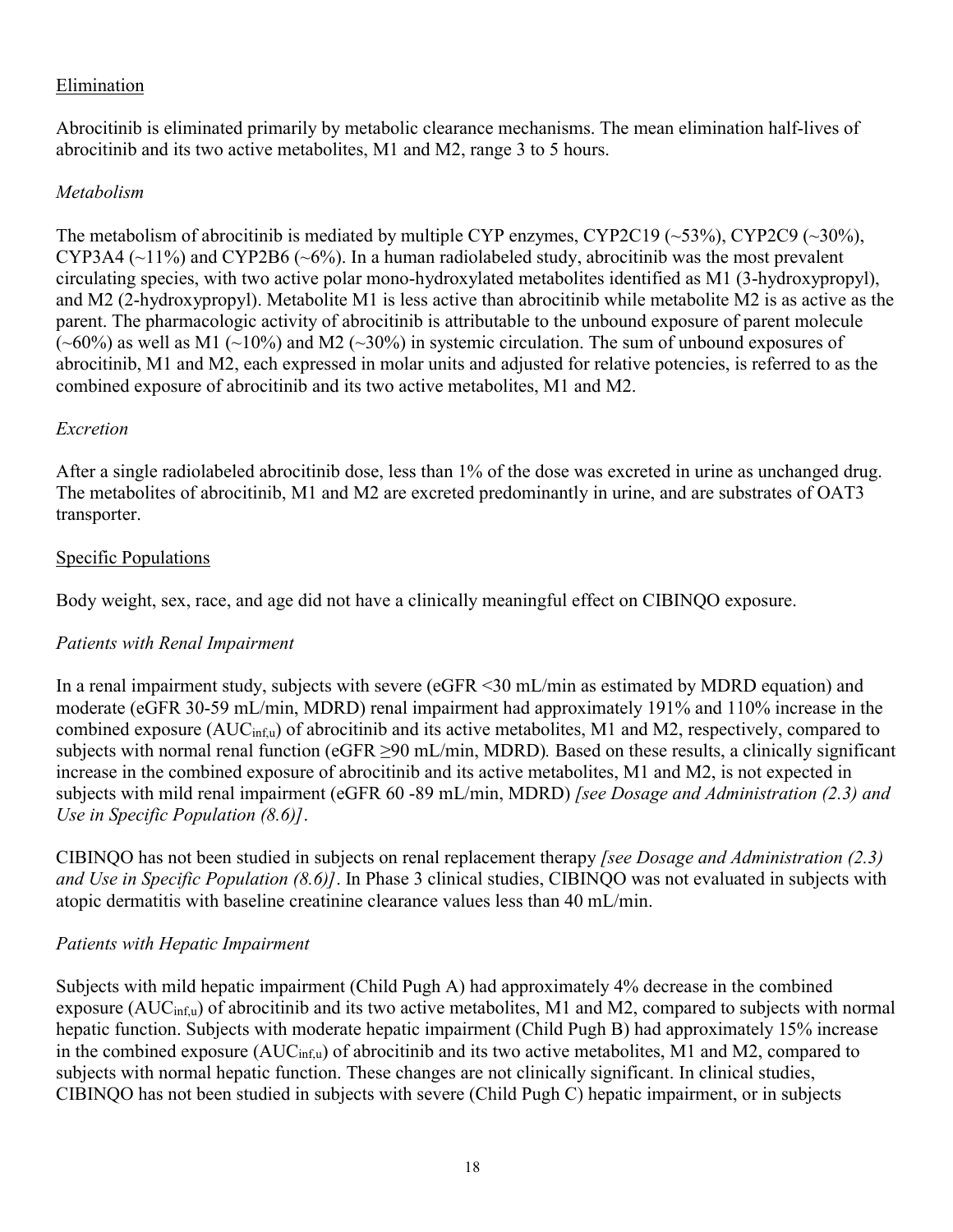## Elimination

Abrocitinib is eliminated primarily by metabolic clearance mechanisms. The mean elimination half-lives of abrocitinib and its two active metabolites, M1 and M2, range 3 to 5 hours.

### *Metabolism*

The metabolism of abrocitinib is mediated by multiple CYP enzymes, CYP2C19 (~53%), CYP2C9 (~30%), CYP3A4 (~11%) and CYP2B6 (~6%). In a human radiolabeled study, abrocitinib was the most prevalent circulating species, with two active polar mono-hydroxylated metabolites identified as M1 (3-hydroxypropyl), and M2 (2-hydroxypropyl). Metabolite M1 is less active than abrocitinib while metabolite M2 is as active as the parent. The pharmacologic activity of abrocitinib is attributable to the unbound exposure of parent molecule (~60%) as well as M1 (~10%) and M2 (~30%) in systemic circulation. The sum of unbound exposures of abrocitinib, M1 and M2, each expressed in molar units and adjusted for relative potencies, is referred to as the combined exposure of abrocitinib and its two active metabolites, M1 and M2.

### *Excretion*

After a single radiolabeled abrocitinib dose, less than 1% of the dose was excreted in urine as unchanged drug. The metabolites of abrocitinib, M1 and M2 are excreted predominantly in urine, and are substrates of OAT3 transporter.

## Specific Populations

Body weight, sex, race, and age did not have a clinically meaningful effect on CIBINQO exposure.

### *Patients with Renal Impairment*

In a renal impairment study, subjects with severe (eGFR <30 mL/min as estimated by MDRD equation) and moderate (eGFR 30-59 mL/min, MDRD) renal impairment had approximately 191% and 110% increase in the combined exposure ($AUC_{inf,u}$) of abrocitinib and its active metabolites, M1 and M2, respectively, compared to subjects with normal renal function (eGFR ≥90 mL/min, MDRD). Based on these results, a clinically significant increase in the combined exposure of abrocitinib and its active metabolites, M1 and M2, is not expected in subjects with mild renal impairment (eGFR 60 -89 mL/min, MDRD) *[see Dosage and Administration (2.3) and Use in Specific Population (8.6)]*.

CIBINQO has not been studied in subjects on renal replacement therapy *[see Dosage and Administration (2.3) and Use in Specific Population (8.6)]*. In Phase 3 clinical studies, CIBINQO was not evaluated in subjects with atopic dermatitis with baseline creatinine clearance values less than 40 mL/min.

### *Patients with Hepatic Impairment*

Subjects with mild hepatic impairment (Child Pugh A) had approximately 4% decrease in the combined exposure ($AUC_{inf,u}$) of abrocitinib and its two active metabolites, M1 and M2, compared to subjects with normal hepatic function. Subjects with moderate hepatic impairment (Child Pugh B) had approximately 15% increase in the combined exposure ($AUC_{inf,u}$) of abrocitinib and its two active metabolites, M1 and M2, compared to subjects with normal hepatic function. These changes are not clinically significant. In clinical studies, CIBINQO has not been studied in subjects with severe (Child Pugh C) hepatic impairment, or in subjects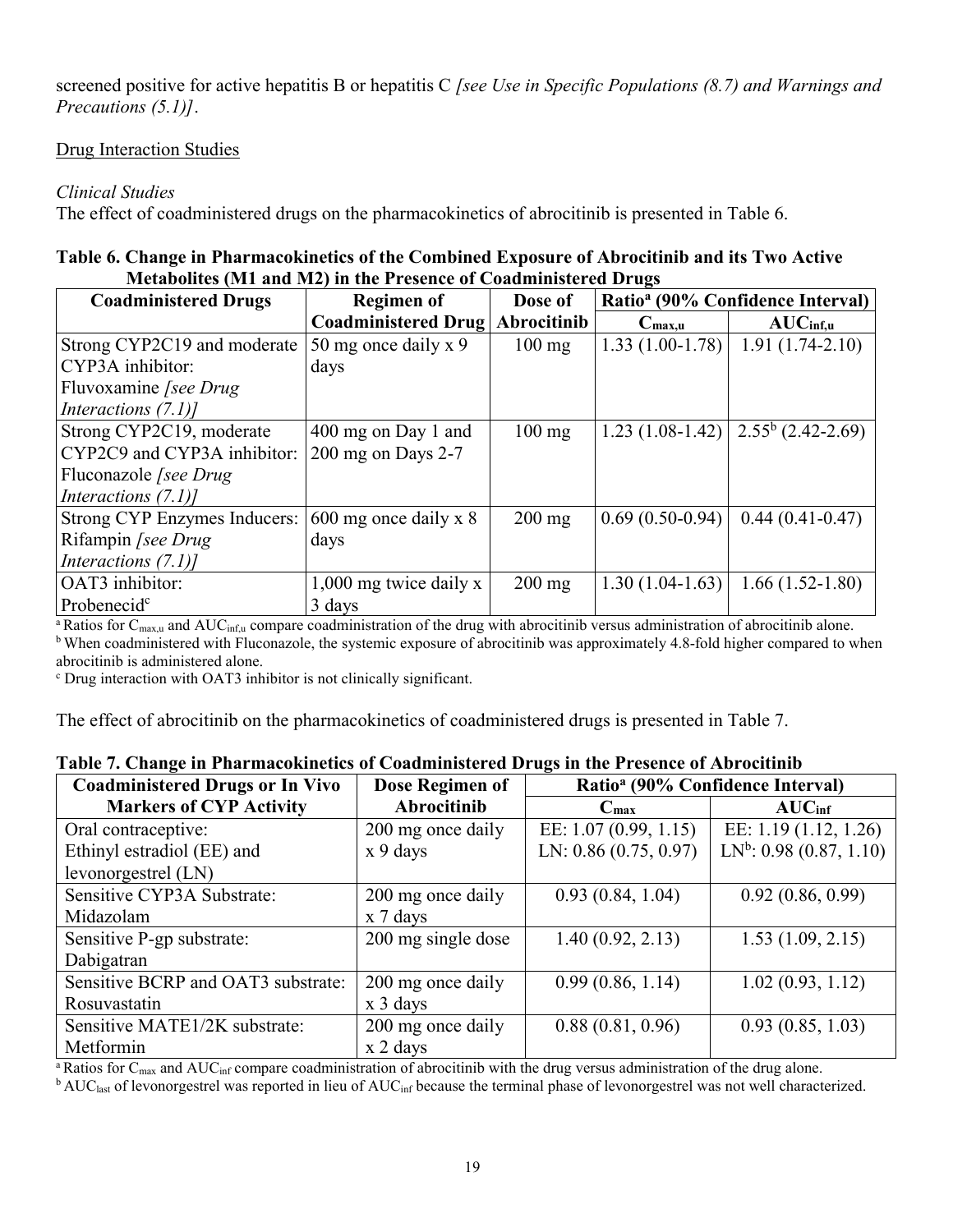screened positive for active hepatitis B or hepatitis C *[see Use in Specific Populations (8.7) and Warnings and Precautions (5.1)]*.

Drug Interaction Studies

*Clinical Studies*

The effect of coadministered drugs on the pharmacokinetics of abrocitinib is presented in Table 6.

**Table 6. Change in Pharmacokinetics of the Combined Exposure of Abrocitinib and its Two Active Metabolites (M1 and M2) in the Presence of Coadministered Drugs**

| Coadministered Drugs | Regimen of Coadministered Drug | Dose of Abrocitinib | Ratio[a] (90% Confidence Interval) | |
|---|---|---|---|---|
| | | | $C_{max,u}$ | $AUC_{inf,u}$ |
| Strong CYP2C19 and moderate CYP3A inhibitor: Fluvoxamine *[see Drug Interactions (7.1)]* | 50 mg once daily x 9 days | 100 mg | 1.33 (1.00-1.78) | 1.91 (1.74-2.10) |
| Strong CYP2C19, moderate CYP2C9 and CYP3A inhibitor: Fluconazole *[see Drug Interactions (7.1)]* | 400 mg on Day 1 and 200 mg on Days 2-7 | 100 mg | 1.23 (1.08-1.42) | 2.55[b] (2.42-2.69) |
| Strong CYP Enzymes Inducers: Rifampin *[see Drug Interactions (7.1)]* | 600 mg once daily x 8 days | 200 mg | 0.69 (0.50-0.94) | 0.44 (0.41-0.47) |
| OAT3 inhibitor: Probenecid[c] | 1,000 mg twice daily x 3 days | 200 mg | 1.30 (1.04-1.63) | 1.66 (1.52-1.80) |

[a] Ratios for $C_{max,u}$ and $AUC_{inf,u}$ compare coadministration of the drug with abrocitinib versus administration of abrocitinib alone.
[b] When coadministered with Fluconazole, the systemic exposure of abrocitinib was approximately 4.8-fold higher compared to when abrocitinib is administered alone.
[c] Drug interaction with OAT3 inhibitor is not clinically significant.

The effect of abrocitinib on the pharmacokinetics of coadministered drugs is presented in Table 7.

**Table 7. Change in Pharmacokinetics of Coadministered Drugs in the Presence of Abrocitinib**

| Coadministered Drugs or In Vivo Markers of CYP Activity | Dose Regimen of Abrocitinib | Ratio[a] (90% Confidence Interval) | |
|---|---|---|---|
| | | $C_{max}$ | $AUC_{inf}$ |
| Oral contraceptive: Ethinyl estradiol (EE) and levonorgestrel (LN) | 200 mg once daily x 9 days | EE: 1.07 (0.99, 1.15) LN: 0.86 (0.75, 0.97) | EE: 1.19 (1.12, 1.26) LN[b]: 0.98 (0.87, 1.10) |
| Sensitive CYP3A Substrate: Midazolam | 200 mg once daily x 7 days | 0.93 (0.84, 1.04) | 0.92 (0.86, 0.99) |
| Sensitive P-gp substrate: Dabigatran | 200 mg single dose | 1.40 (0.92, 2.13) | 1.53 (1.09, 2.15) |
| Sensitive BCRP and OAT3 substrate: Rosuvastatin | 200 mg once daily x 3 days | 0.99 (0.86, 1.14) | 1.02 (0.93, 1.12) |
| Sensitive MATE1/2K substrate: Metformin | 200 mg once daily x 2 days | 0.88 (0.81, 0.96) | 0.93 (0.85, 1.03) |

[a] Ratios for $C_{max}$ and $AUC_{inf}$ compare coadministration of abrocitinib with the drug versus administration of the drug alone.
[b] $AUC_{last}$ of levonorgestrel was reported in lieu of $AUC_{inf}$ because the terminal phase of levonorgestrel was not well characterized.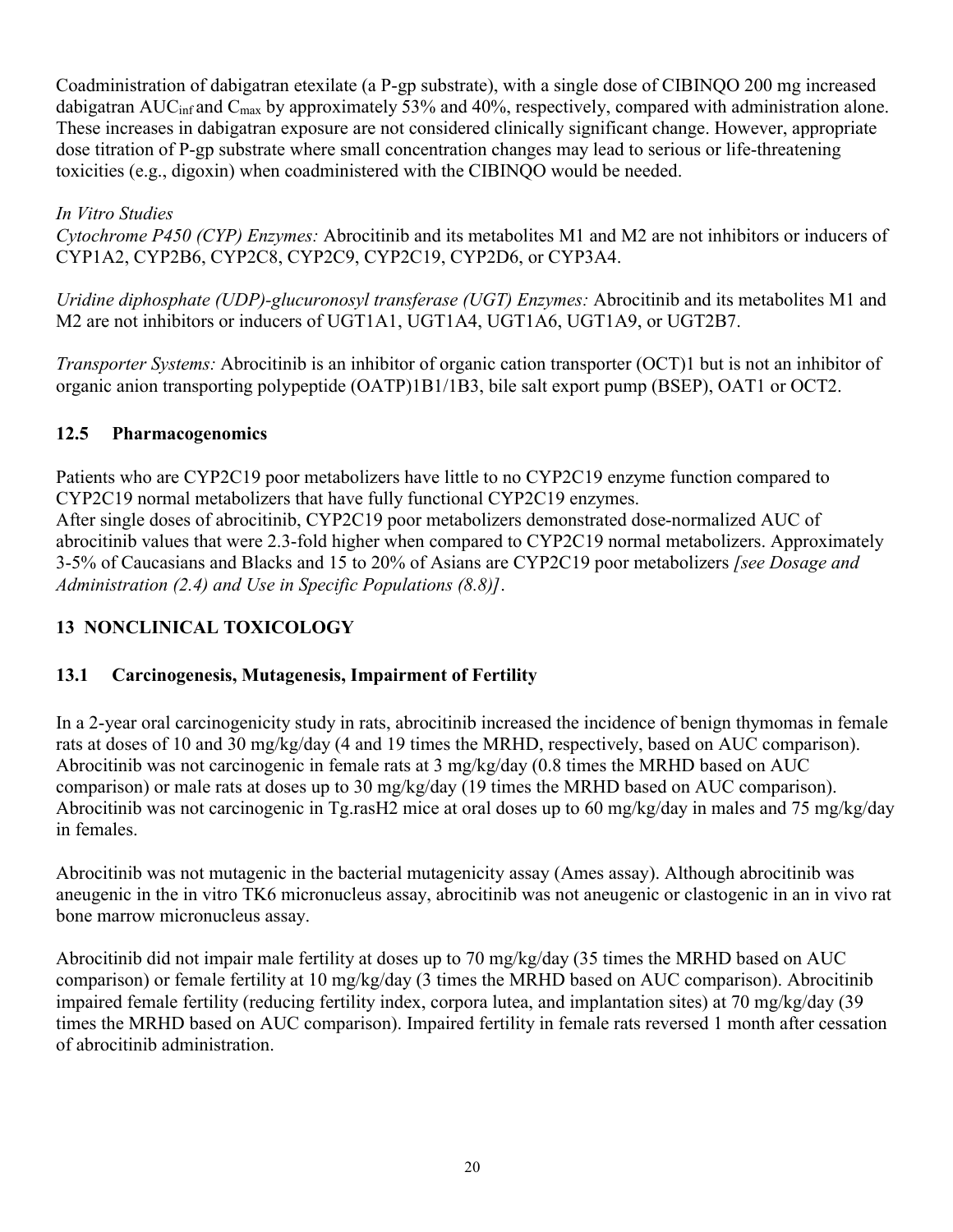Coadministration of dabigatran etexilate (a P-gp substrate), with a single dose of CIBINQO 200 mg increased dabigatran $AUC_{inf}$ and $C_{max}$ by approximately 53% and 40%, respectively, compared with administration alone. These increases in dabigatran exposure are not considered clinically significant change. However, appropriate dose titration of P-gp substrate where small concentration changes may lead to serious or life-threatening toxicities (e.g., digoxin) when coadministered with the CIBINQO would be needed.

*In Vitro Studies*

*Cytochrome P450 (CYP) Enzymes:* Abrocitinib and its metabolites M1 and M2 are not inhibitors or inducers of CYP1A2, CYP2B6, CYP2C8, CYP2C9, CYP2C19, CYP2D6, or CYP3A4.

*Uridine diphosphate (UDP)-glucuronosyl transferase (UGT) Enzymes:* Abrocitinib and its metabolites M1 and M2 are not inhibitors or inducers of UGT1A1, UGT1A4, UGT1A6, UGT1A9, or UGT2B7.

*Transporter Systems:* Abrocitinib is an inhibitor of organic cation transporter (OCT)1 but is not an inhibitor of organic anion transporting polypeptide (OATP)1B1/1B3, bile salt export pump (BSEP), OAT1 or OCT2.

### 12.5 Pharmacogenomics

Patients who are CYP2C19 poor metabolizers have little to no CYP2C19 enzyme function compared to CYP2C19 normal metabolizers that have fully functional CYP2C19 enzymes.
After single doses of abrocitinib, CYP2C19 poor metabolizers demonstrated dose-normalized AUC of abrocitinib values that were 2.3-fold higher when compared to CYP2C19 normal metabolizers. Approximately 3-5% of Caucasians and Blacks and 15 to 20% of Asians are CYP2C19 poor metabolizers *[see Dosage and Administration (2.4) and Use in Specific Populations (8.8)]*.

## 13 NONCLINICAL TOXICOLOGY

### 13.1 Carcinogenesis, Mutagenesis, Impairment of Fertility

In a 2-year oral carcinogenicity study in rats, abrocitinib increased the incidence of benign thymomas in female rats at doses of 10 and 30 mg/kg/day (4 and 19 times the MRHD, respectively, based on AUC comparison). Abrocitinib was not carcinogenic in female rats at 3 mg/kg/day (0.8 times the MRHD based on AUC comparison) or male rats at doses up to 30 mg/kg/day (19 times the MRHD based on AUC comparison). Abrocitinib was not carcinogenic in Tg.rasH2 mice at oral doses up to 60 mg/kg/day in males and 75 mg/kg/day in females.

Abrocitinib was not mutagenic in the bacterial mutagenicity assay (Ames assay). Although abrocitinib was aneugenic in the in vitro TK6 micronucleus assay, abrocitinib was not aneugenic or clastogenic in an in vivo rat bone marrow micronucleus assay.

Abrocitinib did not impair male fertility at doses up to 70 mg/kg/day (35 times the MRHD based on AUC comparison) or female fertility at 10 mg/kg/day (3 times the MRHD based on AUC comparison). Abrocitinib impaired female fertility (reducing fertility index, corpora lutea, and implantation sites) at 70 mg/kg/day (39 times the MRHD based on AUC comparison). Impaired fertility in female rats reversed 1 month after cessation of abrocitinib administration.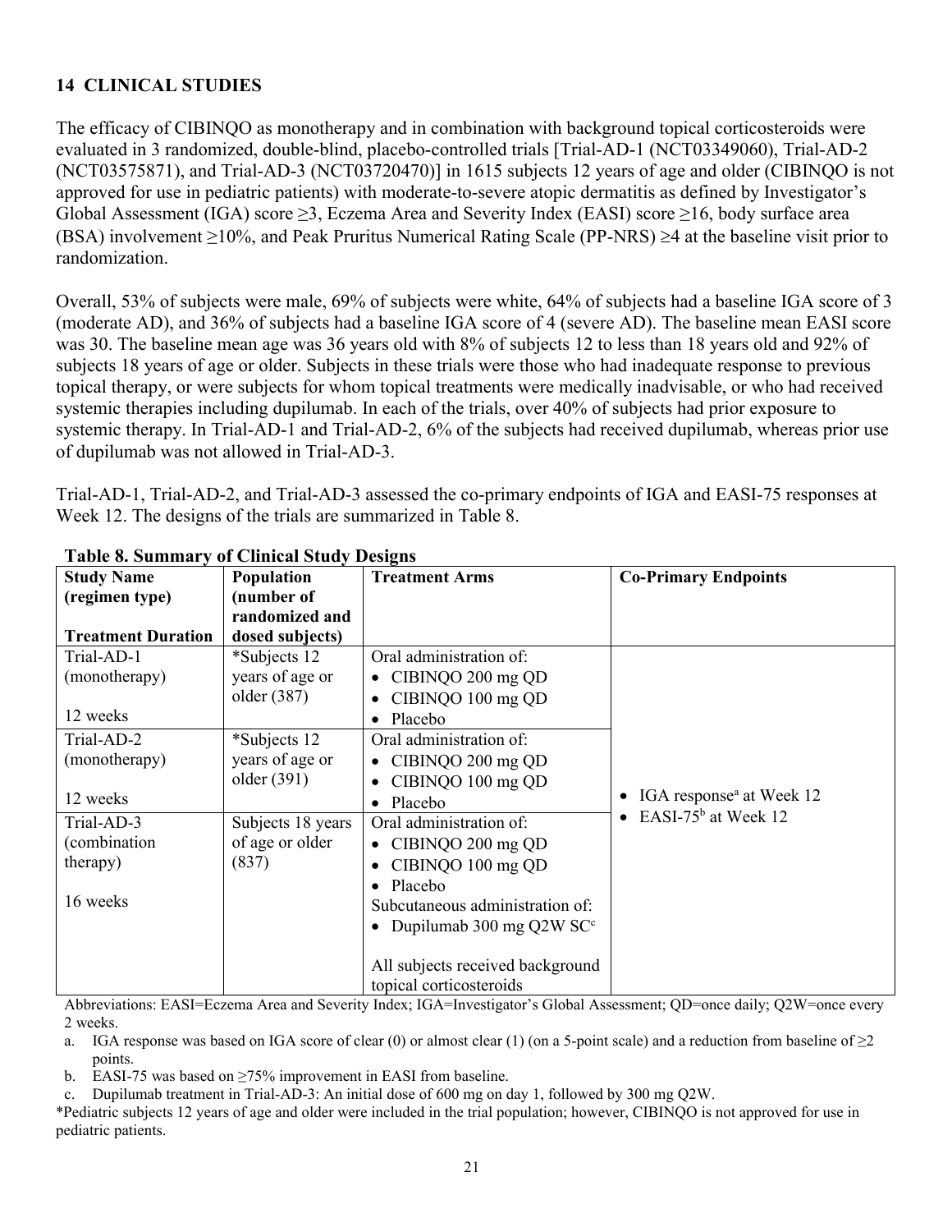## 14 CLINICAL STUDIES

The efficacy of CIBINQO as monotherapy and in combination with background topical corticosteroids were evaluated in 3 randomized, double-blind, placebo-controlled trials [Trial-AD-1 (NCT03349060), Trial-AD-2 (NCT03575871), and Trial-AD-3 (NCT03720470)] in 1615 subjects 12 years of age and older (CIBINQO is not approved for use in pediatric patients) with moderate-to-severe atopic dermatitis as defined by Investigator's Global Assessment (IGA) score ≥3, Eczema Area and Severity Index (EASI) score ≥16, body surface area (BSA) involvement ≥10%, and Peak Pruritus Numerical Rating Scale (PP-NRS) ≥4 at the baseline visit prior to randomization.

Overall, 53% of subjects were male, 69% of subjects were white, 64% of subjects had a baseline IGA score of 3 (moderate AD), and 36% of subjects had a baseline IGA score of 4 (severe AD). The baseline mean EASI score was 30. The baseline mean age was 36 years old with 8% of subjects 12 to less than 18 years old and 92% of subjects 18 years of age or older. Subjects in these trials were those who had inadequate response to previous topical therapy, or were subjects for whom topical treatments were medically inadvisable, or who had received systemic therapies including dupilumab. In each of the trials, over 40% of subjects had prior exposure to systemic therapy. In Trial-AD-1 and Trial-AD-2, 6% of the subjects had received dupilumab, whereas prior use of dupilumab was not allowed in Trial-AD-3.

Trial-AD-1, Trial-AD-2, and Trial-AD-3 assessed the co-primary endpoints of IGA and EASI-75 responses at Week 12. The designs of the trials are summarized in Table 8.

**Table 8. Summary of Clinical Study Designs**

| Study Name (regimen type)<br><br>Treatment Duration | Population (number of randomized and dosed subjects) | Treatment Arms | Co-Primary Endpoints |
|---|---|---|---|
| Trial-AD-1 (monotherapy)<br><br>12 weeks | *Subjects 12 years of age or older (387) | Oral administration of:<br>• CIBINQO 200 mg QD<br>• CIBINQO 100 mg QD<br>• Placebo | • IGA response[a] at Week 12<br>• EASI-75[b] at Week 12 |
| Trial-AD-2 (monotherapy)<br><br>12 weeks | *Subjects 12 years of age or older (391) | Oral administration of:<br>• CIBINQO 200 mg QD<br>• CIBINQO 100 mg QD<br>• Placebo | |
| Trial-AD-3 (combination therapy)<br><br>16 weeks | Subjects 18 years of age or older (837) | Oral administration of:<br>• CIBINQO 200 mg QD<br>• CIBINQO 100 mg QD<br>• Placebo<br>Subcutaneous administration of:<br>• Dupilumab 300 mg Q2W SC[c]<br><br>All subjects received background topical corticosteroids | |

Abbreviations: EASI=Eczema Area and Severity Index; IGA=Investigator's Global Assessment; QD=once daily; Q2W=once every 2 weeks.

a. IGA response was based on IGA score of clear (0) or almost clear (1) (on a 5-point scale) and a reduction from baseline of ≥2 points.

b. EASI-75 was based on ≥75% improvement in EASI from baseline.

c. Dupilumab treatment in Trial-AD-3: An initial dose of 600 mg on day 1, followed by 300 mg Q2W.

*Pediatric subjects 12 years of age and older were included in the trial population; however, CIBINQO is not approved for use in pediatric patients.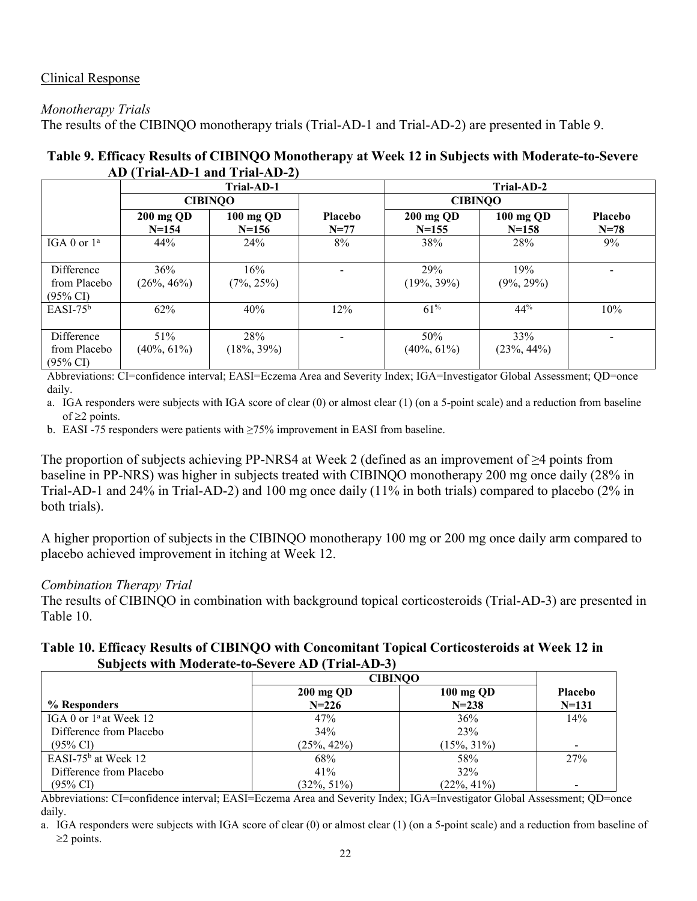Clinical Response

*Monotherapy Trials*

The results of the CIBINQO monotherapy trials (Trial-AD-1 and Trial-AD-2) are presented in Table 9.

**Table 9. Efficacy Results of CIBINQO Monotherapy at Week 12 in Subjects with Moderate-to-Severe AD (Trial-AD-1 and Trial-AD-2)**

| | Trial-AD-1 | | | Trial-AD-2 | | |
|---|---|---|---|---|---|---|
| | CIBINQO | | | CIBINQO | | |
| | 200 mg QD N=154 | 100 mg QD N=156 | Placebo N=77 | 200 mg QD N=155 | 100 mg QD N=158 | Placebo N=78 |
| IGA 0 or 1[a] | 44% | 24% | 8% | 38% | 28% | 9% |
| Difference from Placebo (95% CI) | 36% (26%, 46%) | 16% (7%, 25%) | - | 29% (19%, 39%) | 19% (9%, 29%) | - |
| EASI-75[b] | 62% | 40% | 12% | 61% | 44% | 10% |
| Difference from Placebo (95% CI) | 51% (40%, 61%) | 28% (18%, 39%) | - | 50% (40%, 61%) | 33% (23%, 44%) | - |

Abbreviations: CI=confidence interval; EASI=Eczema Area and Severity Index; IGA=Investigator Global Assessment; QD=once daily.

a. IGA responders were subjects with IGA score of clear (0) or almost clear (1) (on a 5-point scale) and a reduction from baseline of ≥2 points.

b. EASI -75 responders were patients with ≥75% improvement in EASI from baseline.

The proportion of subjects achieving PP-NRS4 at Week 2 (defined as an improvement of ≥4 points from baseline in PP-NRS) was higher in subjects treated with CIBINQO monotherapy 200 mg once daily (28% in Trial-AD-1 and 24% in Trial-AD-2) and 100 mg once daily (11% in both trials) compared to placebo (2% in both trials).

A higher proportion of subjects in the CIBINQO monotherapy 100 mg or 200 mg once daily arm compared to placebo achieved improvement in itching at Week 12.

*Combination Therapy Trial*

The results of CIBINQO in combination with background topical corticosteroids (Trial-AD-3) are presented in Table 10.

**Table 10. Efficacy Results of CIBINQO with Concomitant Topical Corticosteroids at Week 12 in Subjects with Moderate-to-Severe AD (Trial-AD-3)**

| | CIBINQO | | |
|---|---|---|---|
| % Responders | 200 mg QD N=226 | 100 mg QD N=238 | Placebo N=131 |
| IGA 0 or 1[a] at Week 12 | 47% | 36% | 14% |
| Difference from Placebo (95% CI) | 34% (25%, 42%) | 23% (15%, 31%) | - |
| EASI-75[b] at Week 12 | 68% | 58% | 27% |
| Difference from Placebo (95% CI) | 41% (32%, 51%) | 32% (22%, 41%) | - |

Abbreviations: CI=confidence interval; EASI=Eczema Area and Severity Index; IGA=Investigator Global Assessment; QD=once daily.

a. IGA responders were subjects with IGA score of clear (0) or almost clear (1) (on a 5-point scale) and a reduction from baseline of ≥2 points.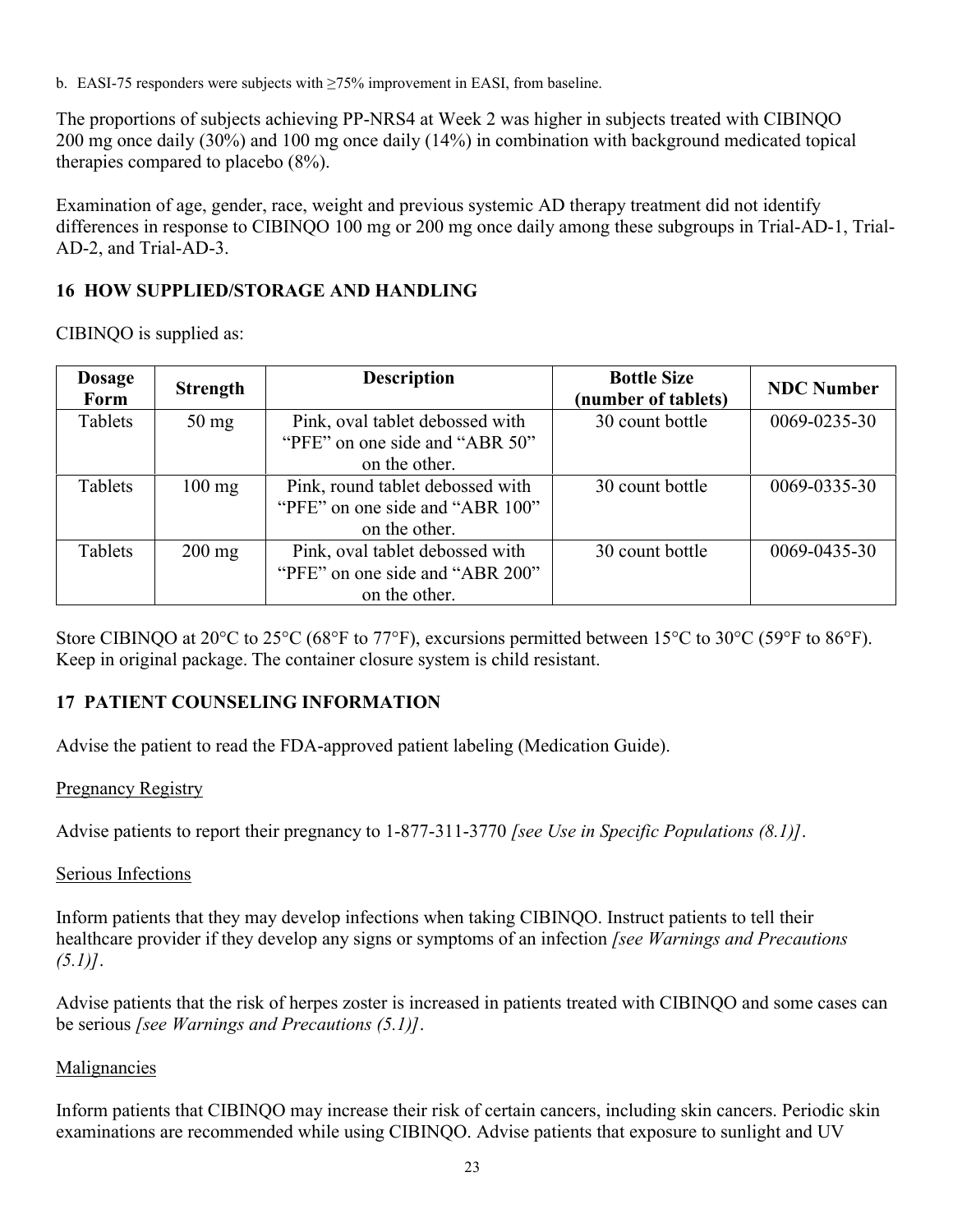b. EASI-75 responders were subjects with ≥75% improvement in EASI, from baseline.

The proportions of subjects achieving PP-NRS4 at Week 2 was higher in subjects treated with CIBINQO 200 mg once daily (30%) and 100 mg once daily (14%) in combination with background medicated topical therapies compared to placebo (8%).

Examination of age, gender, race, weight and previous systemic AD therapy treatment did not identify differences in response to CIBINQO 100 mg or 200 mg once daily among these subgroups in Trial-AD-1, Trial-AD-2, and Trial-AD-3.

## 16 HOW SUPPLIED/STORAGE AND HANDLING

CIBINQO is supplied as:

| Dosage Form | Strength | Description | Bottle Size (number of tablets) | NDC Number |
|---|---|---|---|---|
| Tablets | 50 mg | Pink, oval tablet debossed with "PFE" on one side and "ABR 50" on the other. | 30 count bottle | 0069-0235-30 |
| Tablets | 100 mg | Pink, round tablet debossed with "PFE" on one side and "ABR 100" on the other. | 30 count bottle | 0069-0335-30 |
| Tablets | 200 mg | Pink, oval tablet debossed with "PFE" on one side and "ABR 200" on the other. | 30 count bottle | 0069-0435-30 |

Store CIBINQO at 20°C to 25°C (68°F to 77°F), excursions permitted between 15°C to 30°C (59°F to 86°F). Keep in original package. The container closure system is child resistant.

## 17 PATIENT COUNSELING INFORMATION

Advise the patient to read the FDA-approved patient labeling (Medication Guide).

Pregnancy Registry

Advise patients to report their pregnancy to 1-877-311-3770 *[see Use in Specific Populations (8.1)]*.

Serious Infections

Inform patients that they may develop infections when taking CIBINQO. Instruct patients to tell their healthcare provider if they develop any signs or symptoms of an infection *[see Warnings and Precautions (5.1)]*.

Advise patients that the risk of herpes zoster is increased in patients treated with CIBINQO and some cases can be serious *[see Warnings and Precautions (5.1)]*.

Malignancies

Inform patients that CIBINQO may increase their risk of certain cancers, including skin cancers. Periodic skin examinations are recommended while using CIBINQO. Advise patients that exposure to sunlight and UV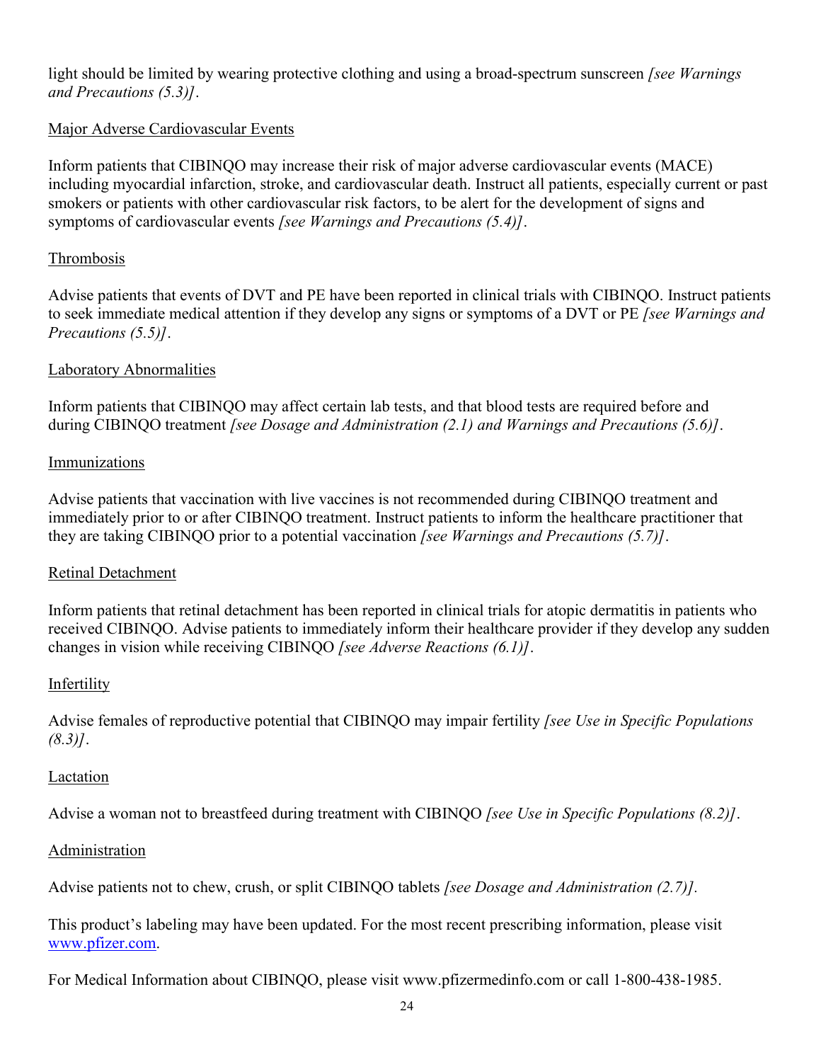light should be limited by wearing protective clothing and using a broad-spectrum sunscreen *[see Warnings and Precautions (5.3)]*.

<u>Major Adverse Cardiovascular Events</u>

Inform patients that CIBINQO may increase their risk of major adverse cardiovascular events (MACE) including myocardial infarction, stroke, and cardiovascular death. Instruct all patients, especially current or past smokers or patients with other cardiovascular risk factors, to be alert for the development of signs and symptoms of cardiovascular events *[see Warnings and Precautions (5.4)]*.

<u>Thrombosis</u>

Advise patients that events of DVT and PE have been reported in clinical trials with CIBINQO. Instruct patients to seek immediate medical attention if they develop any signs or symptoms of a DVT or PE *[see Warnings and Precautions (5.5)]*.

<u>Laboratory Abnormalities</u>

Inform patients that CIBINQO may affect certain lab tests, and that blood tests are required before and during CIBINQO treatment *[see Dosage and Administration (2.1) and Warnings and Precautions (5.6)]*.

<u>Immunizations</u>

Advise patients that vaccination with live vaccines is not recommended during CIBINQO treatment and immediately prior to or after CIBINQO treatment. Instruct patients to inform the healthcare practitioner that they are taking CIBINQO prior to a potential vaccination *[see Warnings and Precautions (5.7)]*.

<u>Retinal Detachment</u>

Inform patients that retinal detachment has been reported in clinical trials for atopic dermatitis in patients who received CIBINQO. Advise patients to immediately inform their healthcare provider if they develop any sudden changes in vision while receiving CIBINQO *[see Adverse Reactions (6.1)]*.

<u>Infertility</u>

Advise females of reproductive potential that CIBINQO may impair fertility *[see Use in Specific Populations (8.3)]*.

<u>Lactation</u>

Advise a woman not to breastfeed during treatment with CIBINQO *[see Use in Specific Populations (8.2)]*.

<u>Administration</u>

Advise patients not to chew, crush, or split CIBINQO tablets *[see Dosage and Administration (2.7)].*

This product's labeling may have been updated. For the most recent prescribing information, please visit [www.pfizer.com](http://www.pfizer.com).

For Medical Information about CIBINQO, please visit www.pfizermedinfo.com or call 1-800-438-1985.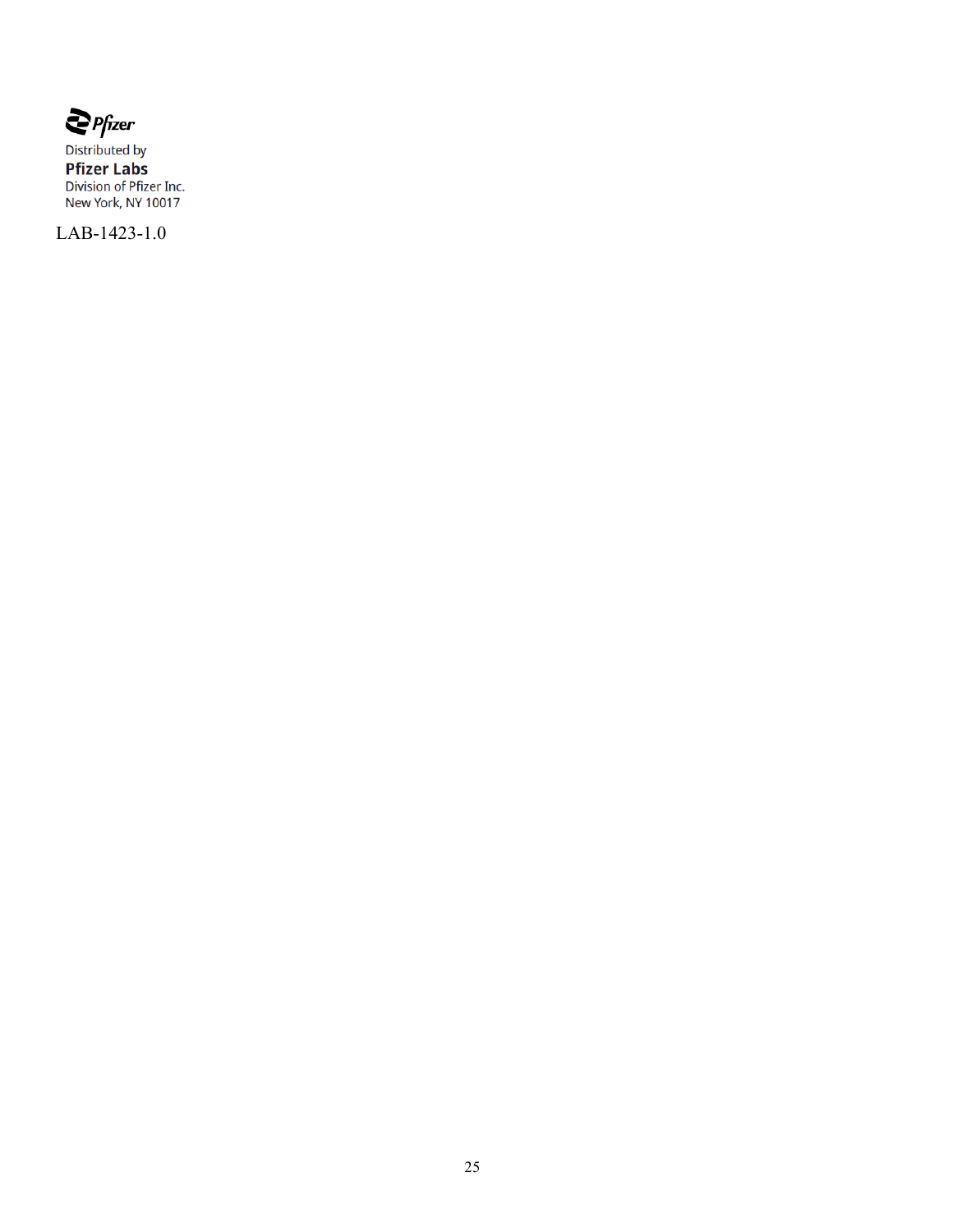Pfizer

Distributed by

**Pfizer Labs**

Division of Pfizer Inc.

New York, NY 10017

LAB-1423-1.0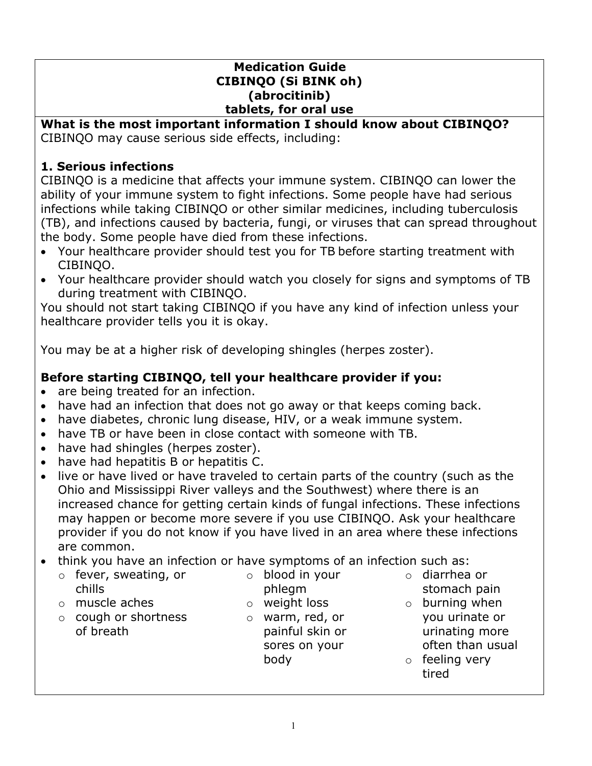# Medication Guide
# CIBINQO (Si BINK oh)
# (abrocitinib)
# tablets, for oral use

**What is the most important information I should know about CIBINQO?**
CIBINQO may cause serious side effects, including:

**1. Serious infections**
CIBINQO is a medicine that affects your immune system. CIBINQO can lower the ability of your immune system to fight infections. Some people have had serious infections while taking CIBINQO or other similar medicines, including tuberculosis (TB), and infections caused by bacteria, fungi, or viruses that can spread throughout the body. Some people have died from these infections.

- Your healthcare provider should test you for TB before starting treatment with CIBINQO.
- Your healthcare provider should watch you closely for signs and symptoms of TB during treatment with CIBINQO.

You should not start taking CIBINQO if you have any kind of infection unless your healthcare provider tells you it is okay.

You may be at a higher risk of developing shingles (herpes zoster).

**Before starting CIBINQO, tell your healthcare provider if you:**

- are being treated for an infection.
- have had an infection that does not go away or that keeps coming back.
- have diabetes, chronic lung disease, HIV, or a weak immune system.
- have TB or have been in close contact with someone with TB.
- have had shingles (herpes zoster).
- have had hepatitis B or hepatitis C.
- live or have lived or have traveled to certain parts of the country (such as the Ohio and Mississippi River valleys and the Southwest) where there is an increased chance for getting certain kinds of fungal infections. These infections may happen or become more severe if you use CIBINQO. Ask your healthcare provider if you do not know if you have lived in an area where these infections are common.
- think you have an infection or have symptoms of an infection such as:
  - fever, sweating, or chills
  - muscle aches
  - cough or shortness of breath
  - blood in your phlegm
  - weight loss
  - warm, red, or painful skin or sores on your body
  - diarrhea or stomach pain
  - burning when you urinate or urinating more often than usual
  - feeling very tired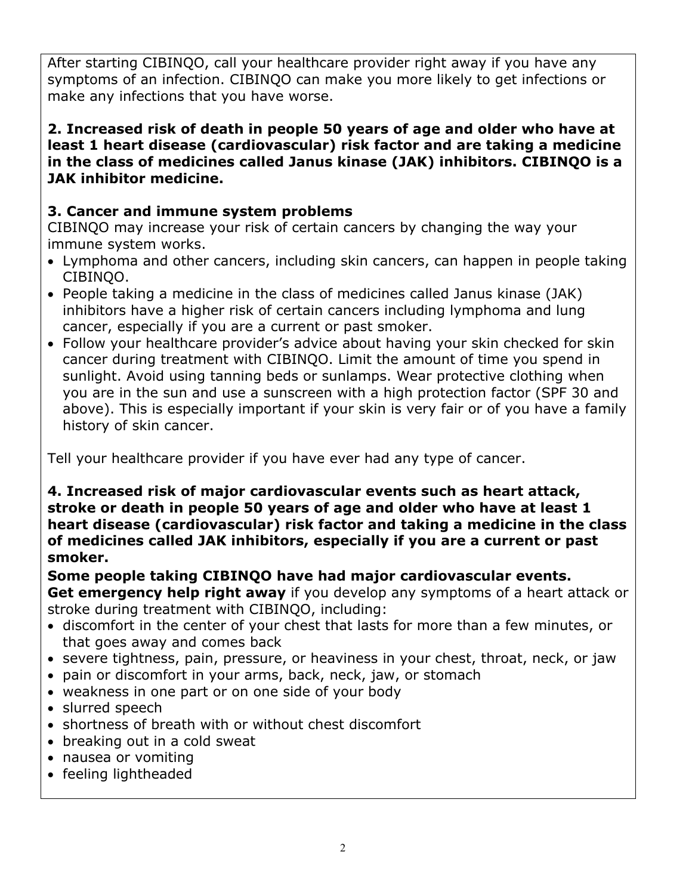After starting CIBINQO, call your healthcare provider right away if you have any symptoms of an infection. CIBINQO can make you more likely to get infections or make any infections that you have worse.

**2. Increased risk of death in people 50 years of age and older who have at least 1 heart disease (cardiovascular) risk factor and are taking a medicine in the class of medicines called Janus kinase (JAK) inhibitors. CIBINQO is a JAK inhibitor medicine.**

**3. Cancer and immune system problems**

CIBINQO may increase your risk of certain cancers by changing the way your immune system works.

- Lymphoma and other cancers, including skin cancers, can happen in people taking CIBINQO.
- People taking a medicine in the class of medicines called Janus kinase (JAK) inhibitors have a higher risk of certain cancers including lymphoma and lung cancer, especially if you are a current or past smoker.
- Follow your healthcare provider's advice about having your skin checked for skin cancer during treatment with CIBINQO. Limit the amount of time you spend in sunlight. Avoid using tanning beds or sunlamps. Wear protective clothing when you are in the sun and use a sunscreen with a high protection factor (SPF 30 and above). This is especially important if your skin is very fair or of you have a family history of skin cancer.

Tell your healthcare provider if you have ever had any type of cancer.

**4. Increased risk of major cardiovascular events such as heart attack, stroke or death in people 50 years of age and older who have at least 1 heart disease (cardiovascular) risk factor and taking a medicine in the class of medicines called JAK inhibitors, especially if you are a current or past smoker.**

**Some people taking CIBINQO have had major cardiovascular events.**

**Get emergency help right away** if you develop any symptoms of a heart attack or stroke during treatment with CIBINQO, including:

- discomfort in the center of your chest that lasts for more than a few minutes, or that goes away and comes back
- severe tightness, pain, pressure, or heaviness in your chest, throat, neck, or jaw
- pain or discomfort in your arms, back, neck, jaw, or stomach
- weakness in one part or on one side of your body
- slurred speech
- shortness of breath with or without chest discomfort
- breaking out in a cold sweat
- nausea or vomiting
- feeling lightheaded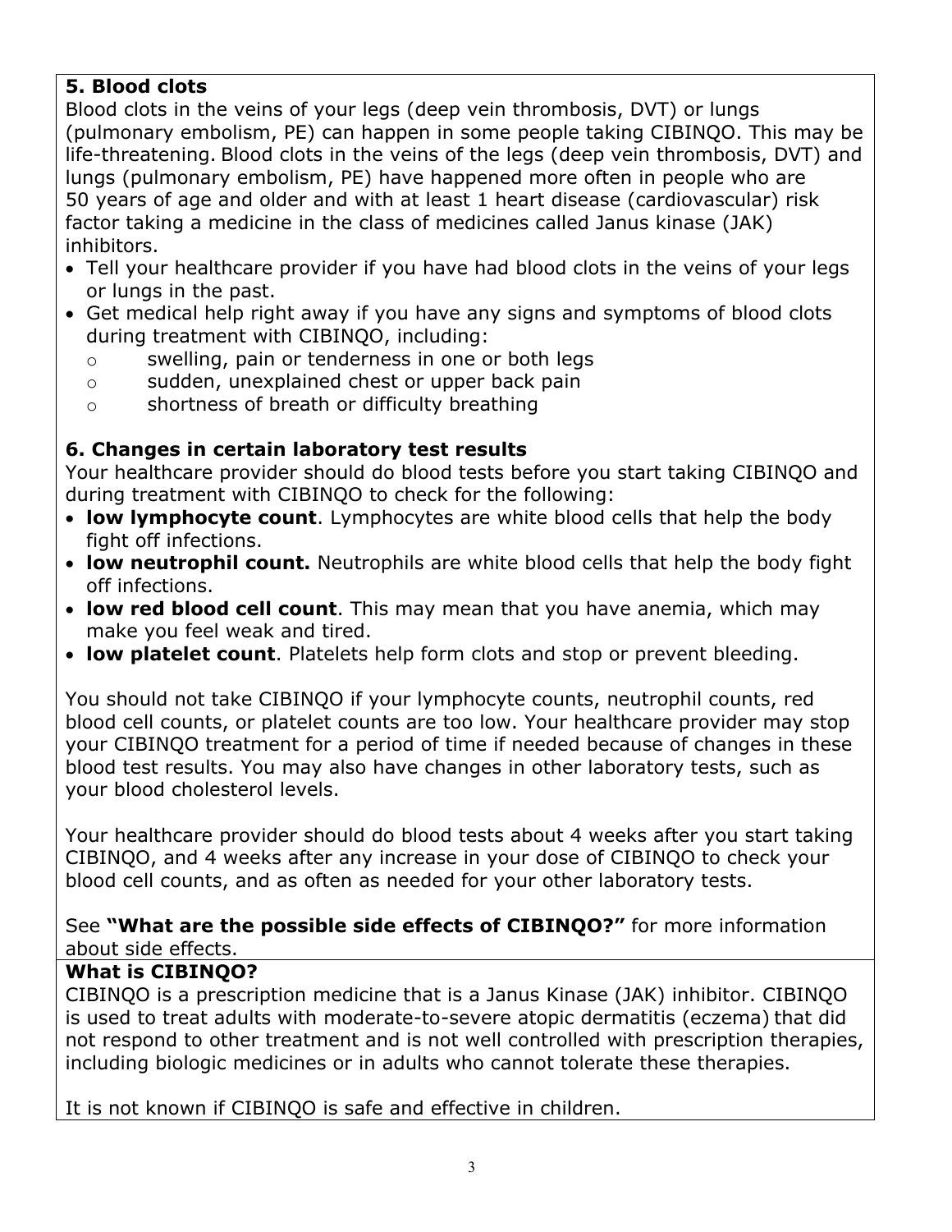**5. Blood clots**

Blood clots in the veins of your legs (deep vein thrombosis, DVT) or lungs (pulmonary embolism, PE) can happen in some people taking CIBINQO. This may be life-threatening. Blood clots in the veins of the legs (deep vein thrombosis, DVT) and lungs (pulmonary embolism, PE) have happened more often in people who are 50 years of age and older and with at least 1 heart disease (cardiovascular) risk factor taking a medicine in the class of medicines called Janus kinase (JAK) inhibitors.

- Tell your healthcare provider if you have had blood clots in the veins of your legs or lungs in the past.
- Get medical help right away if you have any signs and symptoms of blood clots during treatment with CIBINQO, including:
  - swelling, pain or tenderness in one or both legs
  - sudden, unexplained chest or upper back pain
  - shortness of breath or difficulty breathing

**6. Changes in certain laboratory test results**

Your healthcare provider should do blood tests before you start taking CIBINQO and during treatment with CIBINQO to check for the following:

- **low lymphocyte count**. Lymphocytes are white blood cells that help the body fight off infections.
- **low neutrophil count.** Neutrophils are white blood cells that help the body fight off infections.
- **low red blood cell count**. This may mean that you have anemia, which may make you feel weak and tired.
- **low platelet count**. Platelets help form clots and stop or prevent bleeding.

You should not take CIBINQO if your lymphocyte counts, neutrophil counts, red blood cell counts, or platelet counts are too low. Your healthcare provider may stop your CIBINQO treatment for a period of time if needed because of changes in these blood test results. You may also have changes in other laboratory tests, such as your blood cholesterol levels.

Your healthcare provider should do blood tests about 4 weeks after you start taking CIBINQO, and 4 weeks after any increase in your dose of CIBINQO to check your blood cell counts, and as often as needed for your other laboratory tests.

See **"What are the possible side effects of CIBINQO?"** for more information about side effects.

**What is CIBINQO?**

CIBINQO is a prescription medicine that is a Janus Kinase (JAK) inhibitor. CIBINQO is used to treat adults with moderate-to-severe atopic dermatitis (eczema) that did not respond to other treatment and is not well controlled with prescription therapies, including biologic medicines or in adults who cannot tolerate these therapies.

It is not known if CIBINQO is safe and effective in children.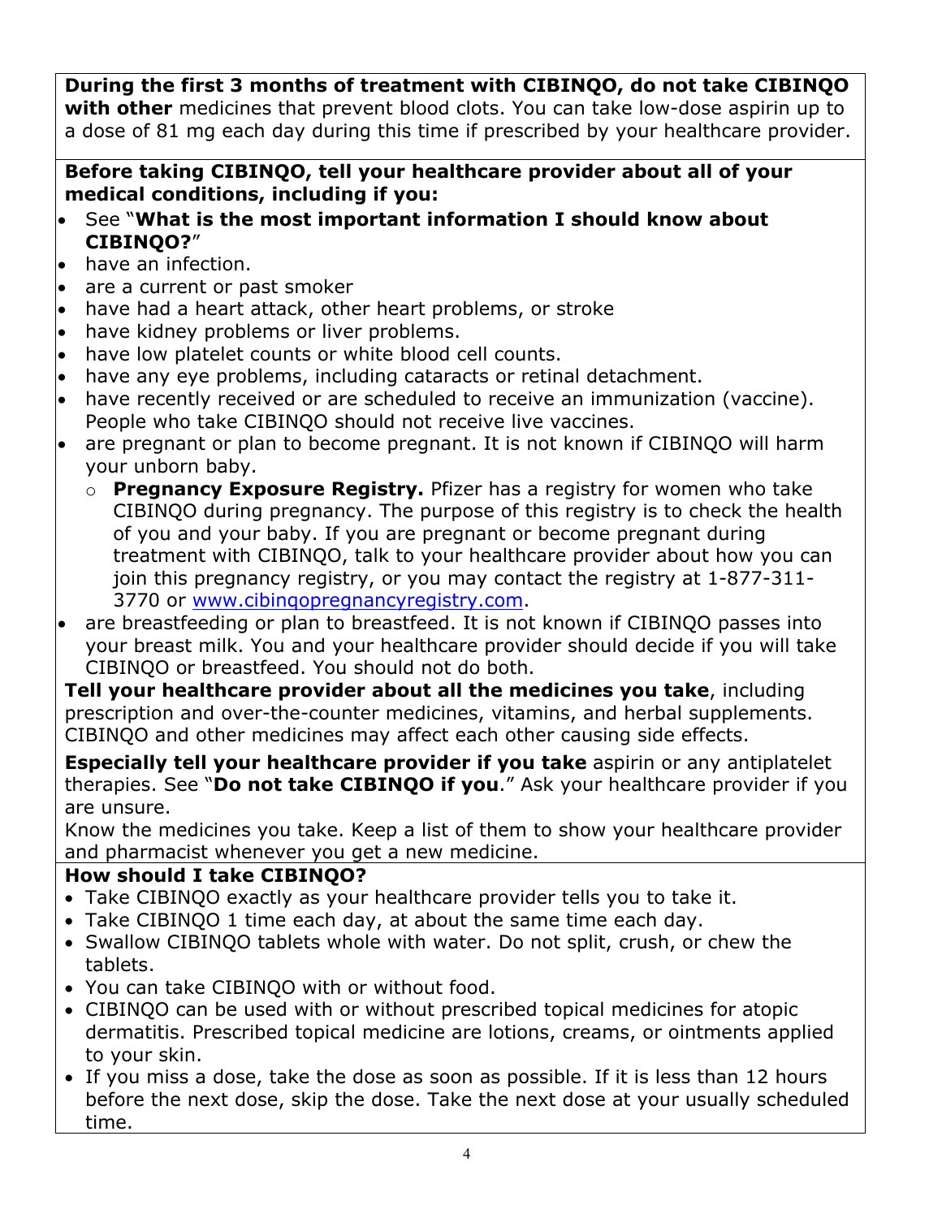**During the first 3 months of treatment with CIBINQO, do not take CIBINQO with other** medicines that prevent blood clots. You can take low-dose aspirin up to a dose of 81 mg each day during this time if prescribed by your healthcare provider.

**Before taking CIBINQO, tell your healthcare provider about all of your medical conditions, including if you:**

- See "**What is the most important information I should know about CIBINQO?**"
- have an infection.
- are a current or past smoker
- have had a heart attack, other heart problems, or stroke
- have kidney problems or liver problems.
- have low platelet counts or white blood cell counts.
- have any eye problems, including cataracts or retinal detachment.
- have recently received or are scheduled to receive an immunization (vaccine). People who take CIBINQO should not receive live vaccines.
- are pregnant or plan to become pregnant. It is not known if CIBINQO will harm your unborn baby.
  - **Pregnancy Exposure Registry.** Pfizer has a registry for women who take CIBINQO during pregnancy. The purpose of this registry is to check the health of you and your baby. If you are pregnant or become pregnant during treatment with CIBINQO, talk to your healthcare provider about how you can join this pregnancy registry, or you may contact the registry at 1-877-311-3770 or www.cibinqopregnancyregistry.com.
- are breastfeeding or plan to breastfeed. It is not known if CIBINQO passes into your breast milk. You and your healthcare provider should decide if you will take CIBINQO or breastfeed. You should not do both.

**Tell your healthcare provider about all the medicines you take**, including prescription and over-the-counter medicines, vitamins, and herbal supplements. CIBINQO and other medicines may affect each other causing side effects.

**Especially tell your healthcare provider if you take** aspirin or any antiplatelet therapies. See "**Do not take CIBINQO if you**." Ask your healthcare provider if you are unsure.

Know the medicines you take. Keep a list of them to show your healthcare provider and pharmacist whenever you get a new medicine.

**How should I take CIBINQO?**

- Take CIBINQO exactly as your healthcare provider tells you to take it.
- Take CIBINQO 1 time each day, at about the same time each day.
- Swallow CIBINQO tablets whole with water. Do not split, crush, or chew the tablets.
- You can take CIBINQO with or without food.
- CIBINQO can be used with or without prescribed topical medicines for atopic dermatitis. Prescribed topical medicine are lotions, creams, or ointments applied to your skin.
- If you miss a dose, take the dose as soon as possible. If it is less than 12 hours before the next dose, skip the dose. Take the next dose at your usually scheduled time.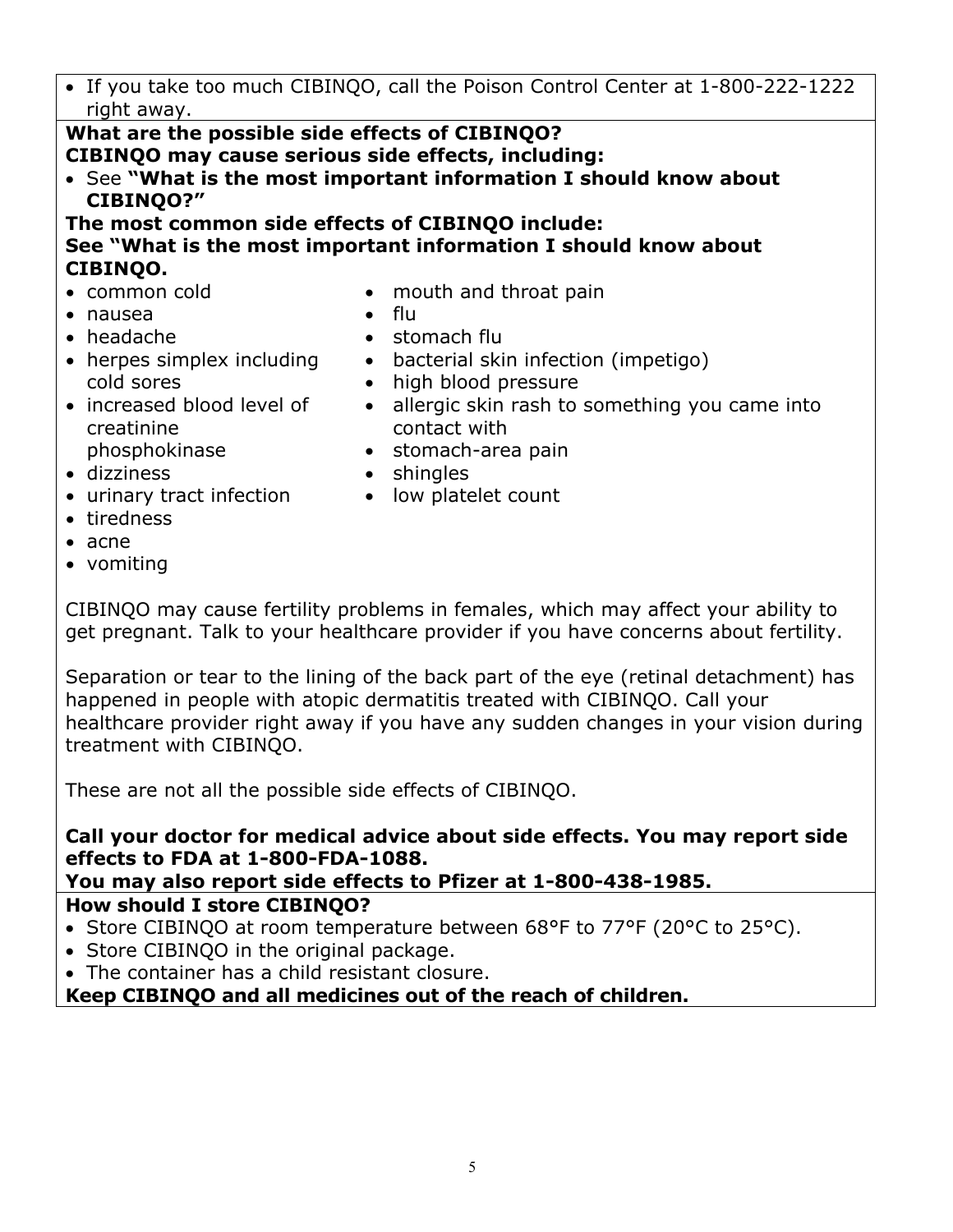- If you take too much CIBINQO, call the Poison Control Center at 1-800-222-1222 right away.

**What are the possible side effects of CIBINQO?**

**CIBINQO may cause serious side effects, including:**

- See **"What is the most important information I should know about CIBINQO?"**

**The most common side effects of CIBINQO include:**

**See "What is the most important information I should know about CIBINQO.**

- common cold
- nausea
- headache
- herpes simplex including cold sores
- increased blood level of creatinine phosphokinase
- dizziness
- urinary tract infection
- tiredness
- acne
- vomiting
- mouth and throat pain
- flu
- stomach flu
- bacterial skin infection (impetigo)
- high blood pressure
- allergic skin rash to something you came into contact with
- stomach-area pain
- shingles
- low platelet count

CIBINQO may cause fertility problems in females, which may affect your ability to get pregnant. Talk to your healthcare provider if you have concerns about fertility.

Separation or tear to the lining of the back part of the eye (retinal detachment) has happened in people with atopic dermatitis treated with CIBINQO. Call your healthcare provider right away if you have any sudden changes in your vision during treatment with CIBINQO.

These are not all the possible side effects of CIBINQO.

**Call your doctor for medical advice about side effects. You may report side effects to FDA at 1-800-FDA-1088.**

**You may also report side effects to Pfizer at 1-800-438-1985.**

**How should I store CIBINQO?**

- Store CIBINQO at room temperature between 68°F to 77°F (20°C to 25°C).
- Store CIBINQO in the original package.
- The container has a child resistant closure.

**Keep CIBINQO and all medicines out of the reach of children.**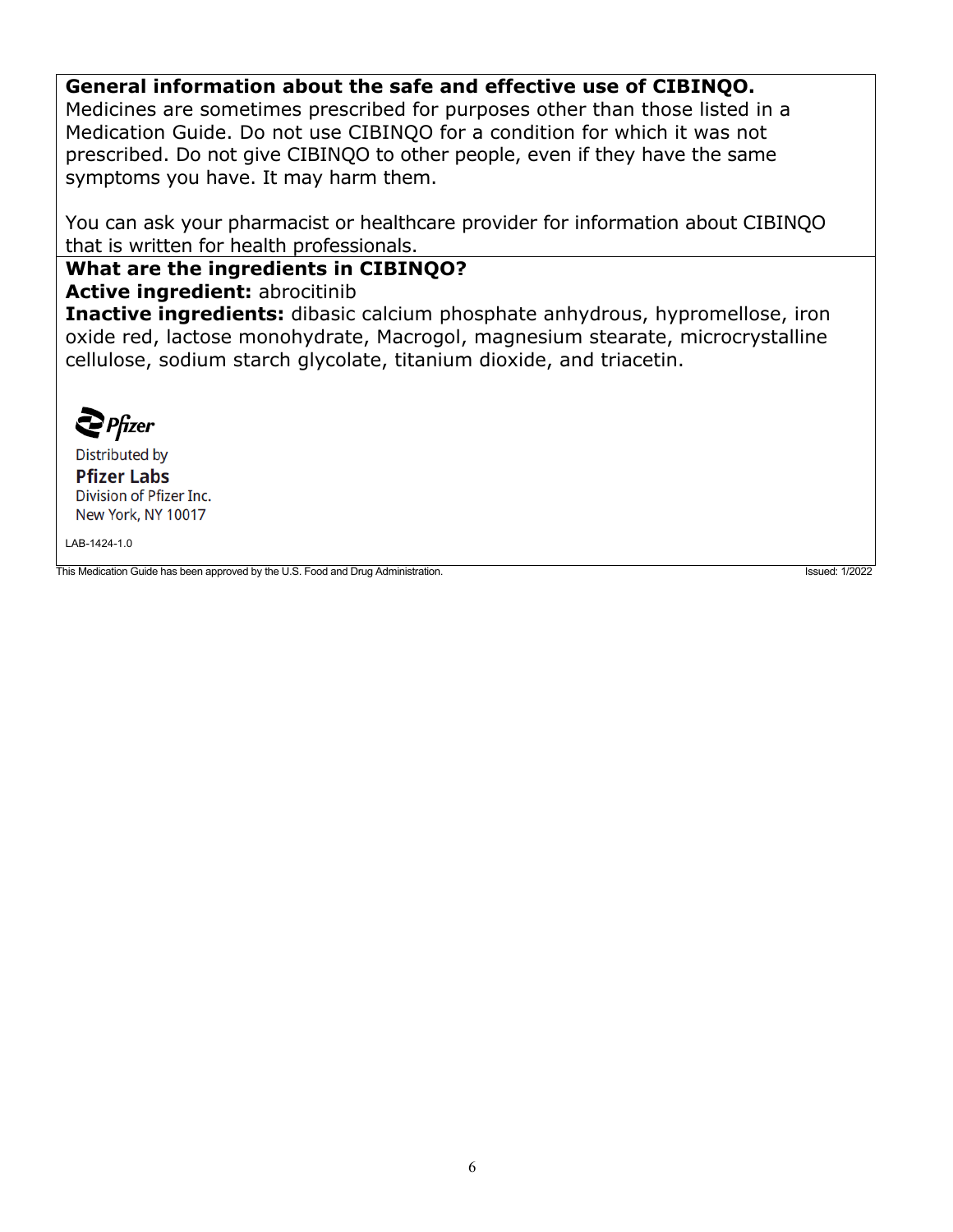**General information about the safe and effective use of CIBINQO.**

Medicines are sometimes prescribed for purposes other than those listed in a Medication Guide. Do not use CIBINQO for a condition for which it was not prescribed. Do not give CIBINQO to other people, even if they have the same symptoms you have. It may harm them.

You can ask your pharmacist or healthcare provider for information about CIBINQO that is written for health professionals.

**What are the ingredients in CIBINQO?**

**Active ingredient:** abrocitinib

**Inactive ingredients:** dibasic calcium phosphate anhydrous, hypromellose, iron oxide red, lactose monohydrate, Macrogol, magnesium stearate, microcrystalline cellulose, sodium starch glycolate, titanium dioxide, and triacetin.

Pfizer

Distributed by
**Pfizer Labs**
Division of Pfizer Inc.
New York, NY 10017

LAB-1424-1.0

This Medication Guide has been approved by the U.S. Food and Drug Administration. Issued: 1/2022